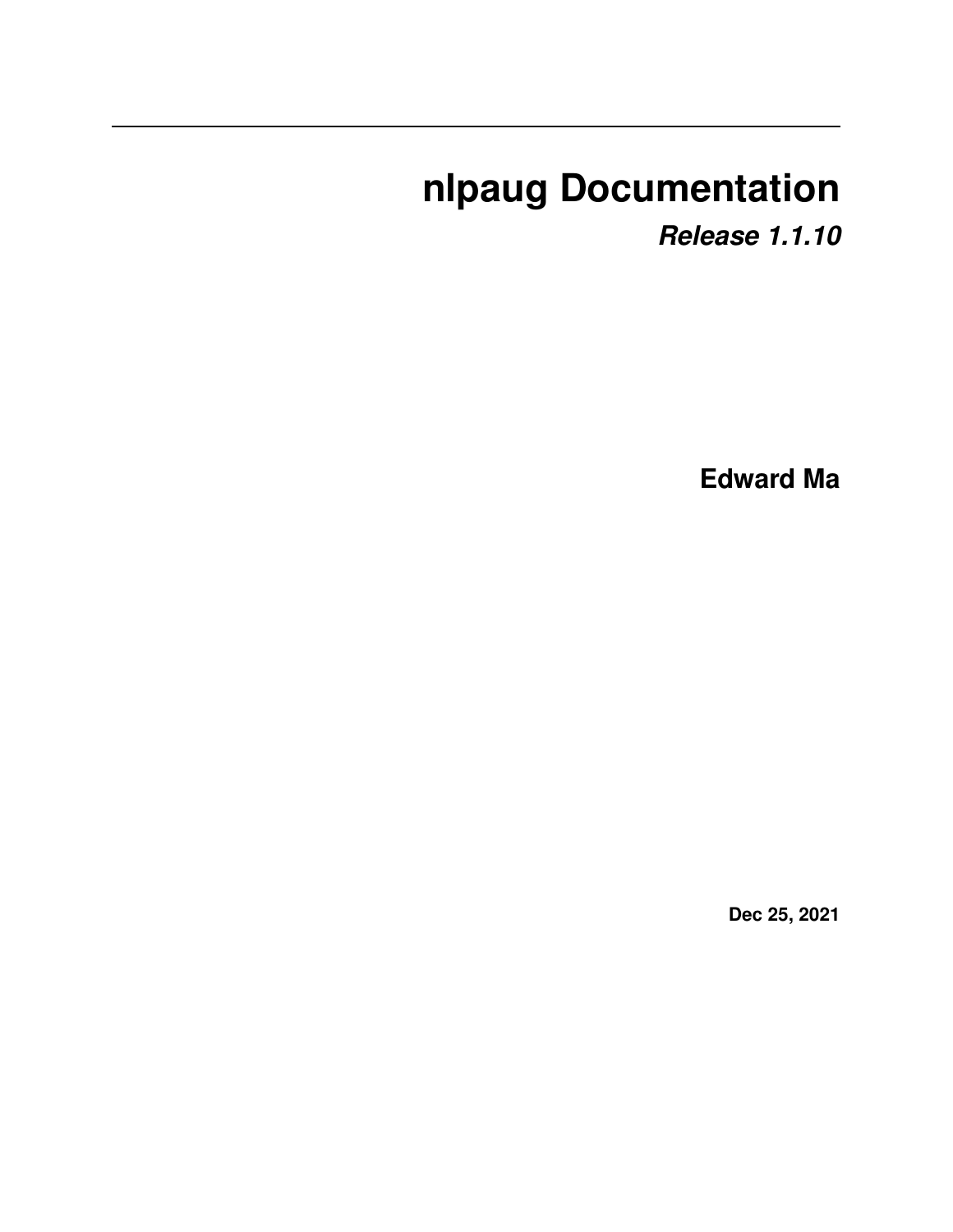# nlpaug Documentation

***Release 1.1.10***

**Edward Ma**

**Dec 25, 2021**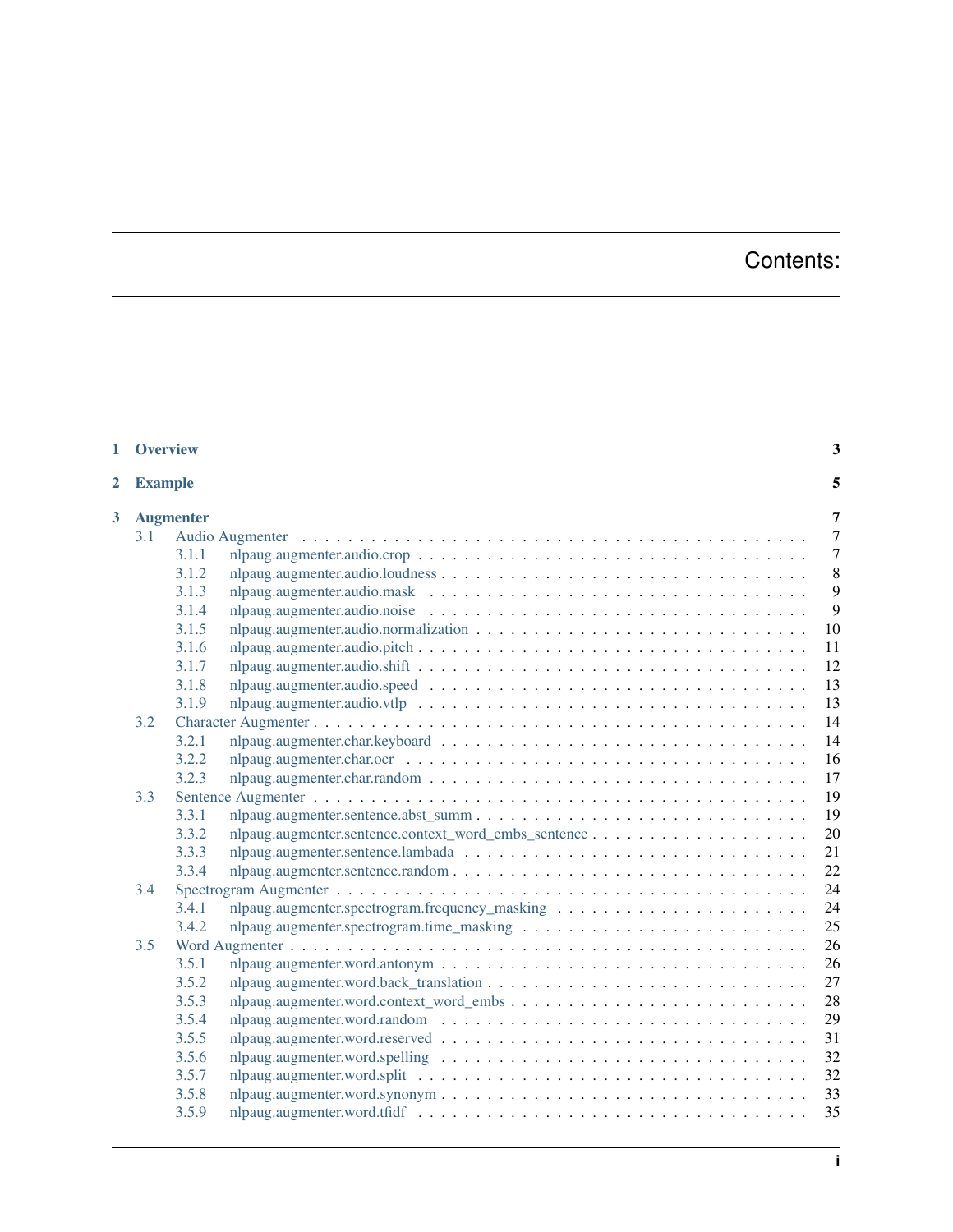# Contents:

- 1 Overview — 3
- 2 Example — 5
- 3 Augmenter — 7
  - 3.1 Audio Augmenter — 7
    - 3.1.1 nlpaug.augmenter.audio.crop — 7
    - 3.1.2 nlpaug.augmenter.audio.loudness — 8
    - 3.1.3 nlpaug.augmenter.audio.mask — 9
    - 3.1.4 nlpaug.augmenter.audio.noise — 9
    - 3.1.5 nlpaug.augmenter.audio.normalization — 10
    - 3.1.6 nlpaug.augmenter.audio.pitch — 11
    - 3.1.7 nlpaug.augmenter.audio.shift — 12
    - 3.1.8 nlpaug.augmenter.audio.speed — 13
    - 3.1.9 nlpaug.augmenter.audio.vtlp — 13
  - 3.2 Character Augmenter — 14
    - 3.2.1 nlpaug.augmenter.char.keyboard — 14
    - 3.2.2 nlpaug.augmenter.char.ocr — 16
    - 3.2.3 nlpaug.augmenter.char.random — 17
  - 3.3 Sentence Augmenter — 19
    - 3.3.1 nlpaug.augmenter.sentence.abst_summ — 19
    - 3.3.2 nlpaug.augmenter.sentence.context_word_embs_sentence — 20
    - 3.3.3 nlpaug.augmenter.sentence.lambada — 21
    - 3.3.4 nlpaug.augmenter.sentence.random — 22
  - 3.4 Spectrogram Augmenter — 24
    - 3.4.1 nlpaug.augmenter.spectrogram.frequency_masking — 24
    - 3.4.2 nlpaug.augmenter.spectrogram.time_masking — 25
  - 3.5 Word Augmenter — 26
    - 3.5.1 nlpaug.augmenter.word.antonym — 26
    - 3.5.2 nlpaug.augmenter.word.back_translation — 27
    - 3.5.3 nlpaug.augmenter.word.context_word_embs — 28
    - 3.5.4 nlpaug.augmenter.word.random — 29
    - 3.5.5 nlpaug.augmenter.word.reserved — 31
    - 3.5.6 nlpaug.augmenter.word.spelling — 32
    - 3.5.7 nlpaug.augmenter.word.split — 32
    - 3.5.8 nlpaug.augmenter.word.synonym — 33
    - 3.5.9 nlpaug.augmenter.word.tfidf — 35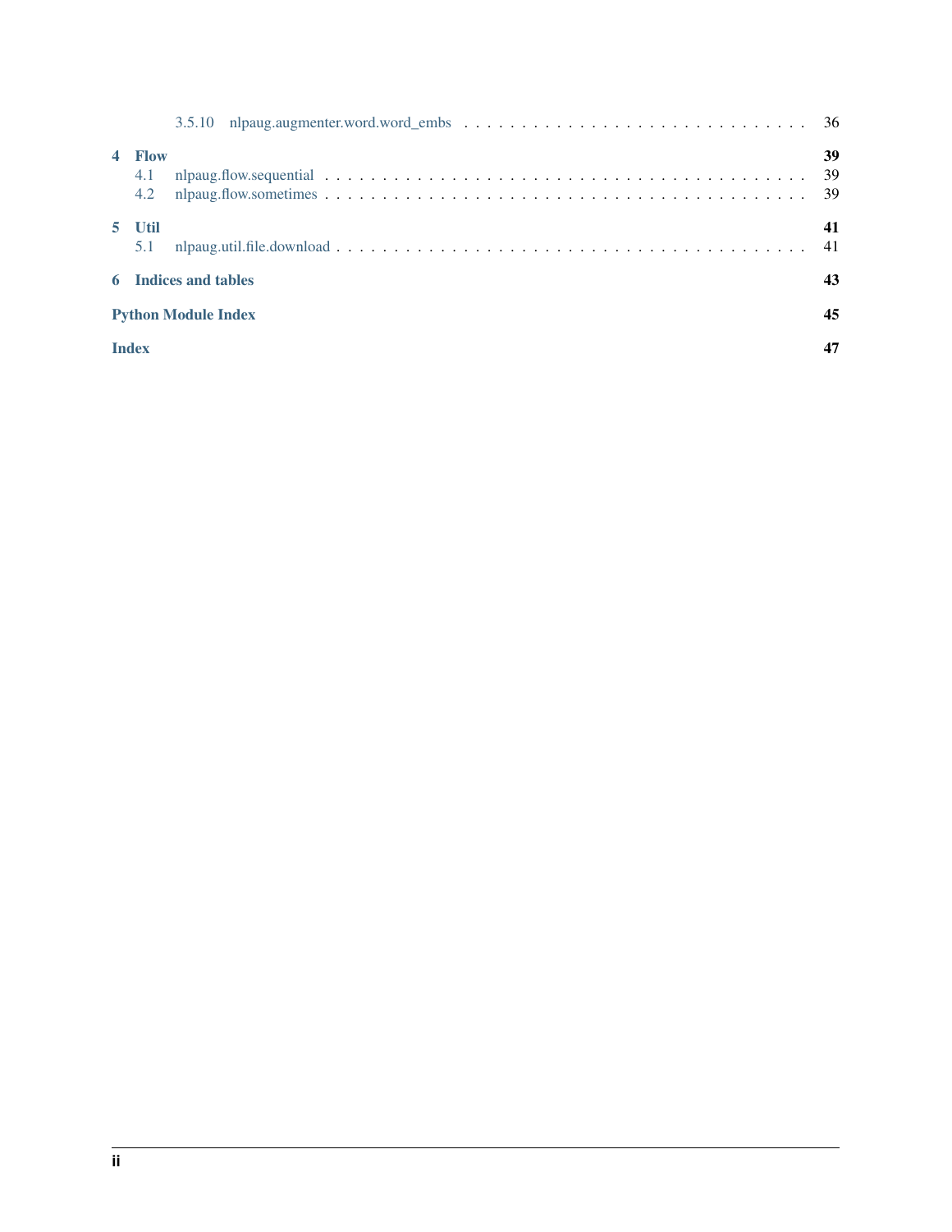3.5.10 nlpaug.augmenter.word.word_embs . . . . . . . . . . . . . . . . . . . . . . . . . . . . . . 36

**4 Flow** **39**

4.1 nlpaug.flow.sequential . . . . . . . . . . . . . . . . . . . . . . . . . . . . . . . . . . . . . . . . 39

4.2 nlpaug.flow.sometimes . . . . . . . . . . . . . . . . . . . . . . . . . . . . . . . . . . . . . . . . 39

**5 Util** **41**

5.1 nlpaug.util.file.download . . . . . . . . . . . . . . . . . . . . . . . . . . . . . . . . . . . . . . . 41

**6 Indices and tables** **43**

**Python Module Index** **45**

**Index** **47**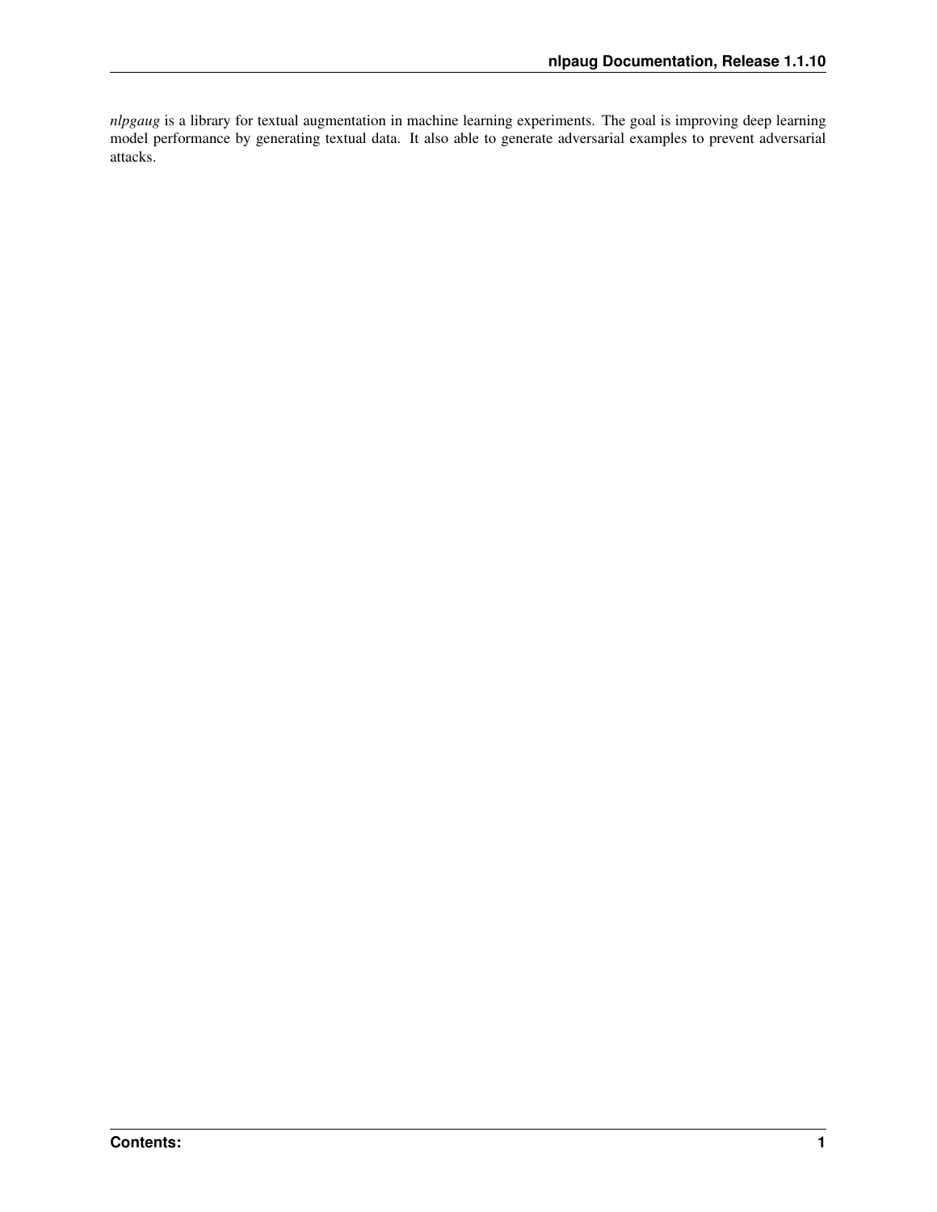*nlpgaug* is a library for textual augmentation in machine learning experiments. The goal is improving deep learning model performance by generating textual data. It also able to generate adversarial examples to prevent adversarial attacks.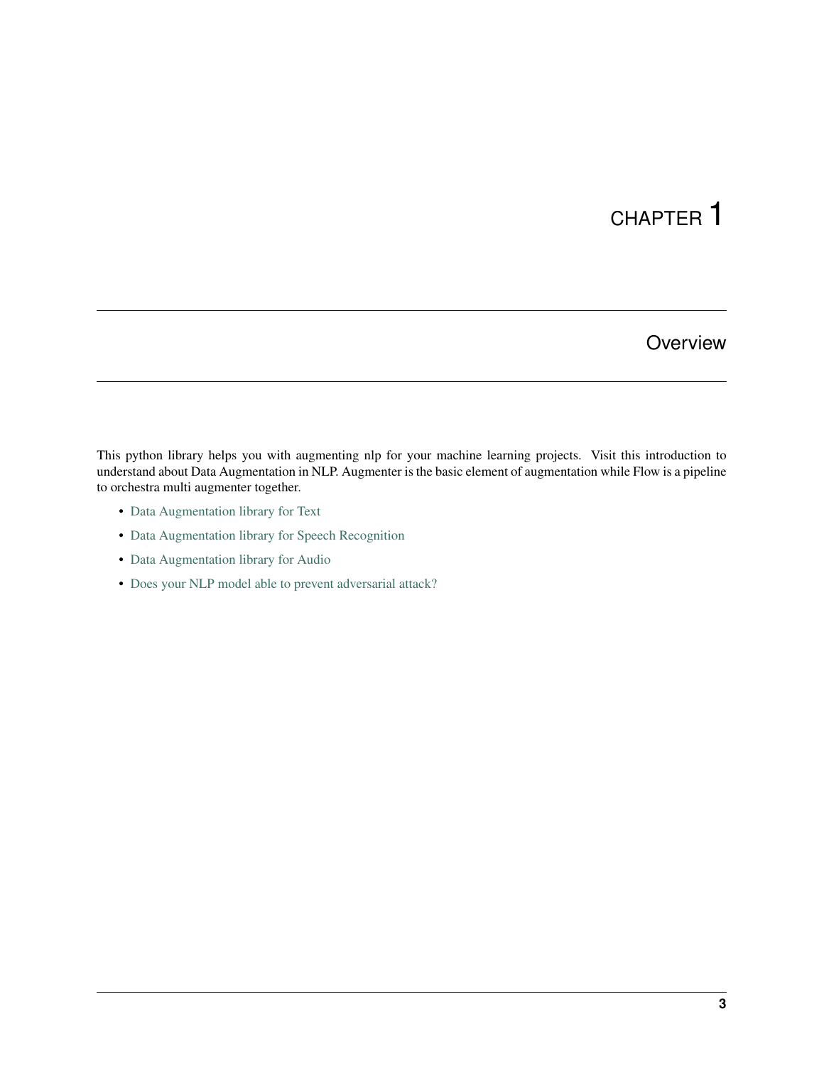# CHAPTER 1

## Overview

This python library helps you with augmenting nlp for your machine learning projects. Visit this introduction to understand about Data Augmentation in NLP. Augmenter is the basic element of augmentation while Flow is a pipeline to orchestra multi augmenter together.

- Data Augmentation library for Text
- Data Augmentation library for Speech Recognition
- Data Augmentation library for Audio
- Does your NLP model able to prevent adversarial attack?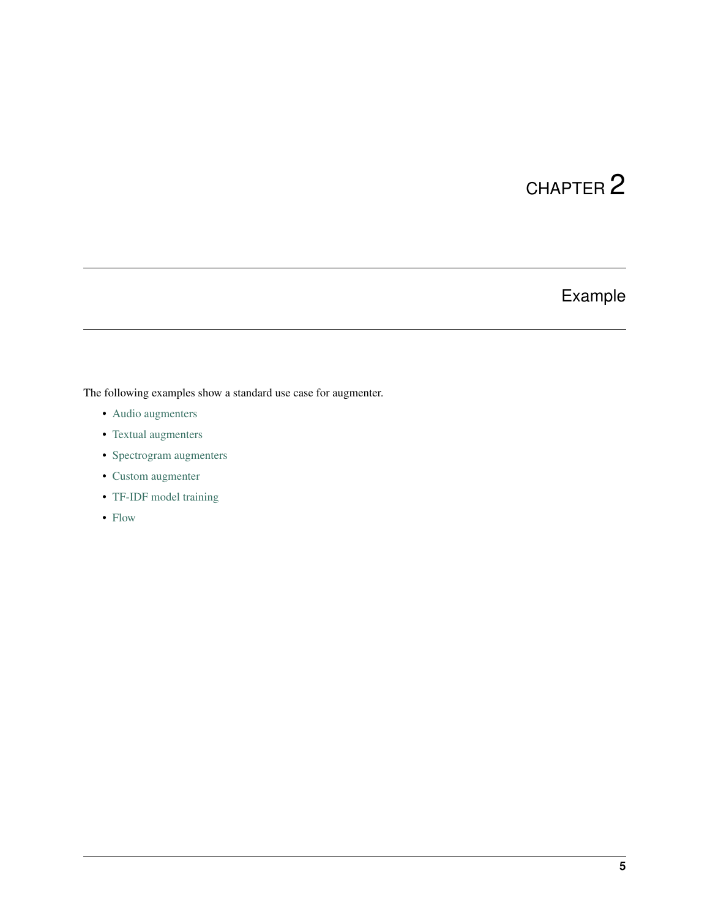# CHAPTER 2

## Example

The following examples show a standard use case for augmenter.

- Audio augmenters
- Textual augmenters
- Spectrogram augmenters
- Custom augmenter
- TF-IDF model training
- Flow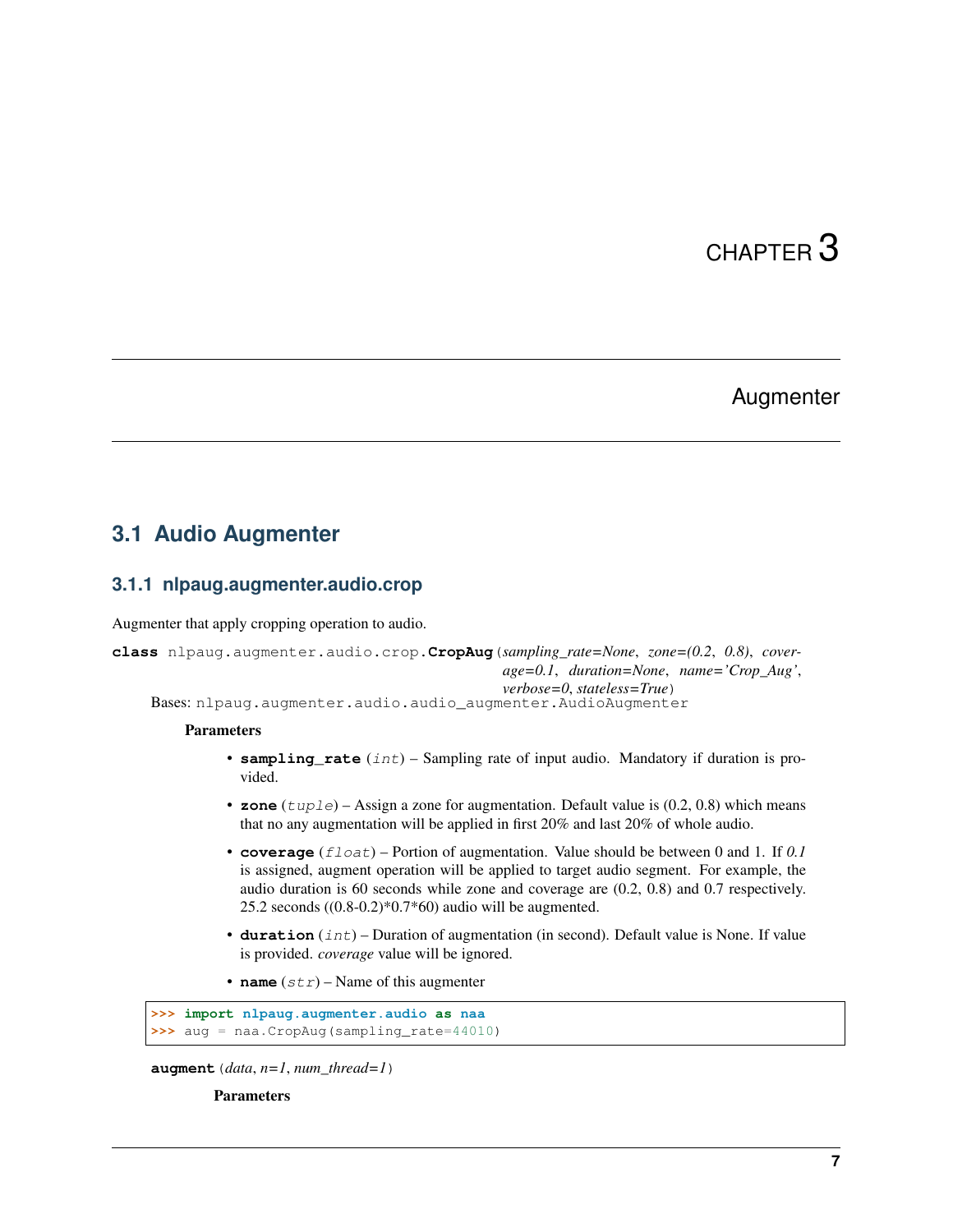# CHAPTER 3

# Augmenter

## 3.1 Audio Augmenter

### 3.1.1 nlpaug.augmenter.audio.crop

Augmenter that apply cropping operation to audio.

**class** nlpaug.augmenter.audio.crop.**CropAug**(*sampling_rate=None*, *zone=(0.2, 0.8)*, *coverage=0.1*, *duration=None*, *name='Crop_Aug'*, *verbose=0*, *stateless=True*)

Bases: nlpaug.augmenter.audio.audio_augmenter.AudioAugmenter

**Parameters**

- **sampling_rate** (*int*) – Sampling rate of input audio. Mandatory if duration is provided.
- **zone** (*tuple*) – Assign a zone for augmentation. Default value is (0.2, 0.8) which means that no any augmentation will be applied in first 20% and last 20% of whole audio.
- **coverage** (*float*) – Portion of augmentation. Value should be between 0 and 1. If *0.1* is assigned, augment operation will be applied to target audio segment. For example, the audio duration is 60 seconds while zone and coverage are (0.2, 0.8) and 0.7 respectively. 25.2 seconds ((0.8-0.2)*0.7*60) audio will be augmented.
- **duration** (*int*) – Duration of augmentation (in second). Default value is None. If value is provided. *coverage* value will be ignored.
- **name** (*str*) – Name of this augmenter

```
>>> import nlpaug.augmenter.audio as naa
>>> aug = naa.CropAug(sampling_rate=44010)
```

**augment**(*data*, *n=1*, *num_thread=1*)

**Parameters**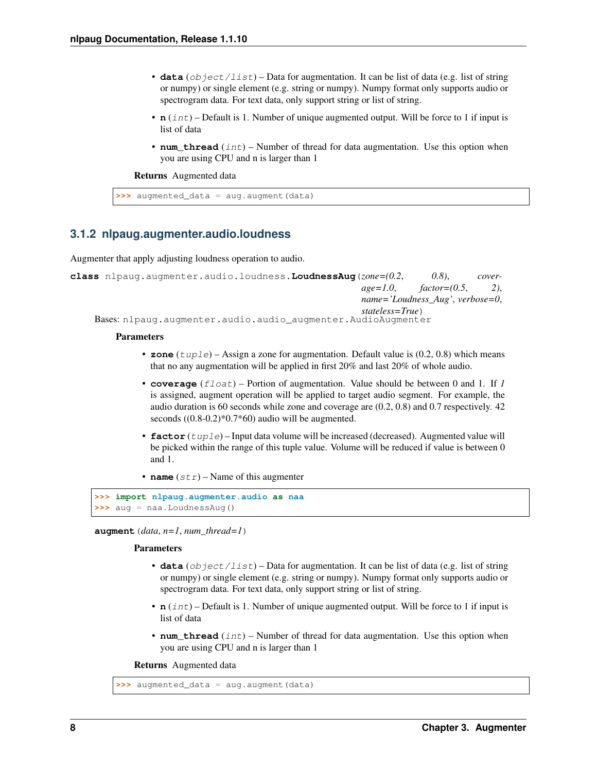- **data** (*object/list*) – Data for augmentation. It can be list of data (e.g. list of string or numpy) or single element (e.g. string or numpy). Numpy format only supports audio or spectrogram data. For text data, only support string or list of string.
- **n** (*int*) – Default is 1. Number of unique augmented output. Will be force to 1 if input is list of data
- **num_thread** (*int*) – Number of thread for data augmentation. Use this option when you are using CPU and n is larger than 1

**Returns** Augmented data

```
>>> augmented_data = aug.augment(data)
```

### 3.1.2 nlpaug.augmenter.audio.loudness

Augmenter that apply adjusting loudness operation to audio.

**class** nlpaug.augmenter.audio.loudness.**LoudnessAug**(*zone=(0.2, 0.8), coverage=1.0, factor=(0.5, 2), name='Loudness_Aug', verbose=0, stateless=True*)

Bases: nlpaug.augmenter.audio.audio_augmenter.AudioAugmenter

**Parameters**

- **zone** (*tuple*) – Assign a zone for augmentation. Default value is (0.2, 0.8) which means that no any augmentation will be applied in first 20% and last 20% of whole audio.
- **coverage** (*float*) – Portion of augmentation. Value should be between 0 and 1. If *1* is assigned, augment operation will be applied to target audio segment. For example, the audio duration is 60 seconds while zone and coverage are (0.2, 0.8) and 0.7 respectively. 42 seconds ((0.8-0.2)*0.7*60) audio will be augmented.
- **factor** (*tuple*) – Input data volume will be increased (decreased). Augmented value will be picked within the range of this tuple value. Volume will be reduced if value is between 0 and 1.
- **name** (*str*) – Name of this augmenter

```
>>> import nlpaug.augmenter.audio as naa
>>> aug = naa.LoudnessAug()
```

**augment**(*data, n=1, num_thread=1*)

**Parameters**

- **data** (*object/list*) – Data for augmentation. It can be list of data (e.g. list of string or numpy) or single element (e.g. string or numpy). Numpy format only supports audio or spectrogram data. For text data, only support string or list of string.
- **n** (*int*) – Default is 1. Number of unique augmented output. Will be force to 1 if input is list of data
- **num_thread** (*int*) – Number of thread for data augmentation. Use this option when you are using CPU and n is larger than 1

**Returns** Augmented data

```
>>> augmented_data = aug.augment(data)
```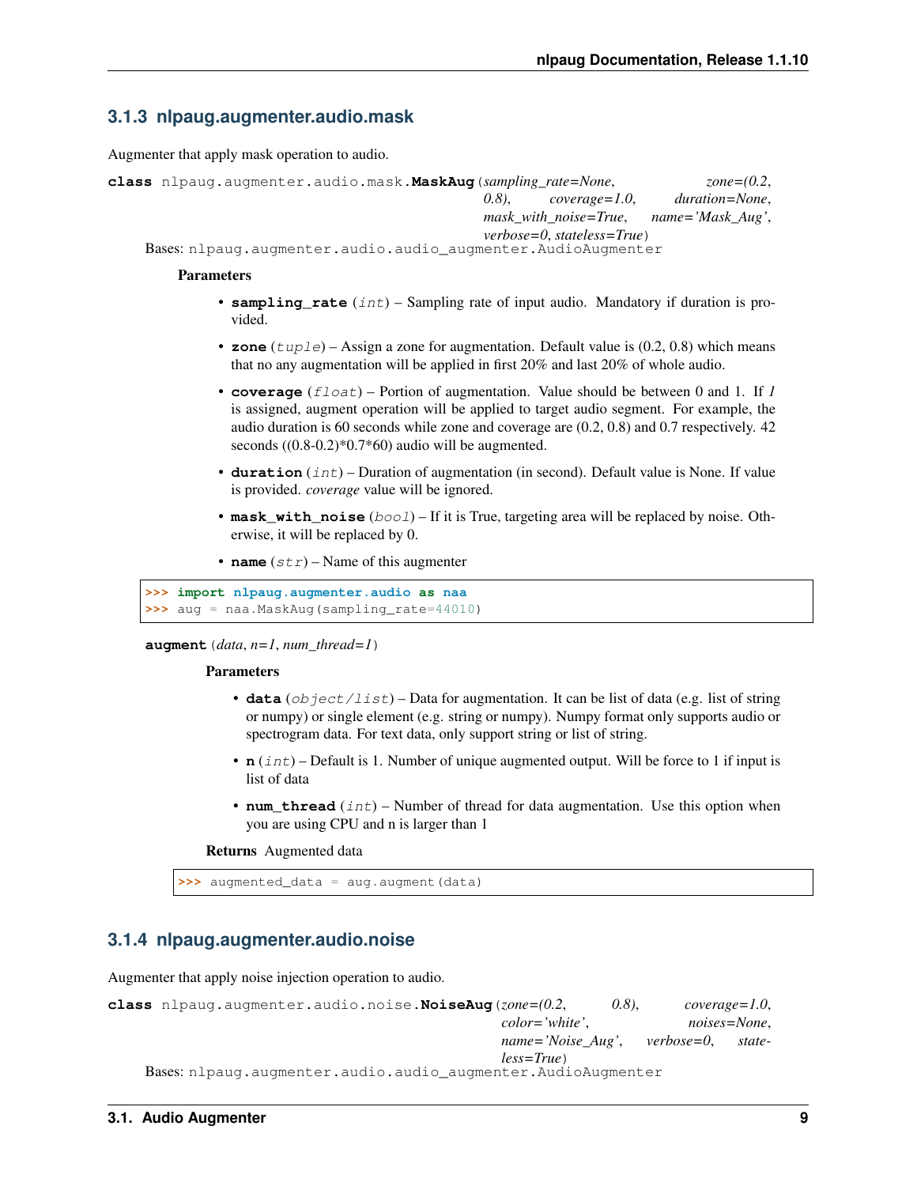### 3.1.3 nlpaug.augmenter.audio.mask

Augmenter that apply mask operation to audio.

**class** nlpaug.augmenter.audio.mask.**MaskAug**(*sampling_rate=None*, *zone=(0.2, 0.8)*, *coverage=1.0*, *duration=None*, *mask_with_noise=True*, *name='Mask_Aug'*, *verbose=0*, *stateless=True*)

Bases: nlpaug.augmenter.audio.audio_augmenter.AudioAugmenter

**Parameters**

- **sampling_rate** (*int*) – Sampling rate of input audio. Mandatory if duration is provided.
- **zone** (*tuple*) – Assign a zone for augmentation. Default value is (0.2, 0.8) which means that no any augmentation will be applied in first 20% and last 20% of whole audio.
- **coverage** (*float*) – Portion of augmentation. Value should be between 0 and 1. If *1* is assigned, augment operation will be applied to target audio segment. For example, the audio duration is 60 seconds while zone and coverage are (0.2, 0.8) and 0.7 respectively. 42 seconds ((0.8-0.2)*0.7*60) audio will be augmented.
- **duration** (*int*) – Duration of augmentation (in second). Default value is None. If value is provided. *coverage* value will be ignored.
- **mask_with_noise** (*bool*) – If it is True, targeting area will be replaced by noise. Otherwise, it will be replaced by 0.
- **name** (*str*) – Name of this augmenter

```
>>> import nlpaug.augmenter.audio as naa
>>> aug = naa.MaskAug(sampling_rate=44010)
```

**augment**(*data*, *n=1*, *num_thread=1*)

**Parameters**

- **data** (*object/list*) – Data for augmentation. It can be list of data (e.g. list of string or numpy) or single element (e.g. string or numpy). Numpy format only supports audio or spectrogram data. For text data, only support string or list of string.
- **n** (*int*) – Default is 1. Number of unique augmented output. Will be force to 1 if input is list of data
- **num_thread** (*int*) – Number of thread for data augmentation. Use this option when you are using CPU and n is larger than 1

**Returns** Augmented data

```
>>> augmented_data = aug.augment(data)
```

### 3.1.4 nlpaug.augmenter.audio.noise

Augmenter that apply noise injection operation to audio.

**class** nlpaug.augmenter.audio.noise.**NoiseAug**(*zone=(0.2, 0.8)*, *coverage=1.0*, *color='white'*, *noises=None*, *name='Noise_Aug'*, *verbose=0*, *stateless=True*)

Bases: nlpaug.augmenter.audio.audio_augmenter.AudioAugmenter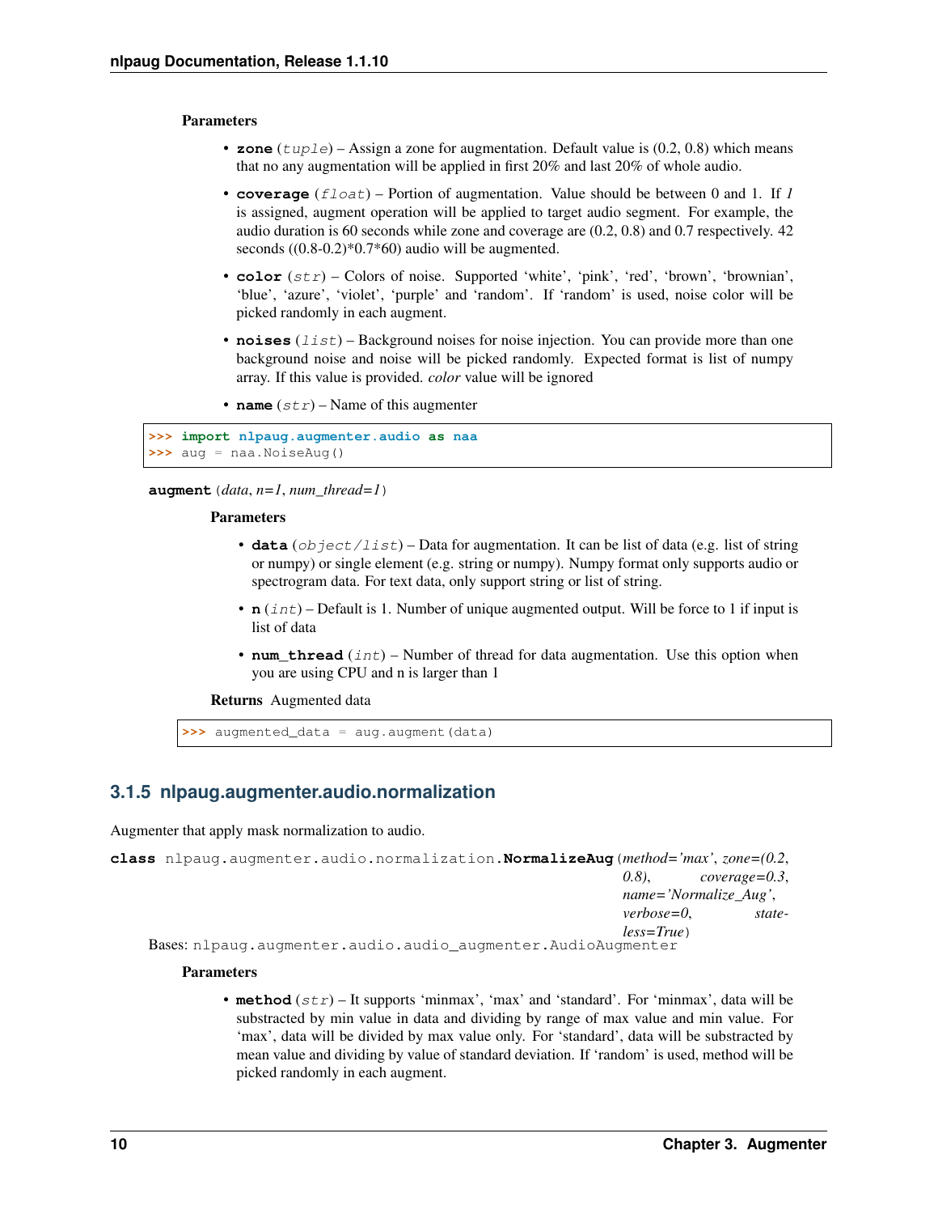**Parameters**

- **zone** (*tuple*) – Assign a zone for augmentation. Default value is (0.2, 0.8) which means that no any augmentation will be applied in first 20% and last 20% of whole audio.
- **coverage** (*float*) – Portion of augmentation. Value should be between 0 and 1. If *1* is assigned, augment operation will be applied to target audio segment. For example, the audio duration is 60 seconds while zone and coverage are (0.2, 0.8) and 0.7 respectively. 42 seconds ((0.8-0.2)*0.7*60) audio will be augmented.
- **color** (*str*) – Colors of noise. Supported 'white', 'pink', 'red', 'brown', 'brownian', 'blue', 'azure', 'violet', 'purple' and 'random'. If 'random' is used, noise color will be picked randomly in each augment.
- **noises** (*list*) – Background noises for noise injection. You can provide more than one background noise and noise will be picked randomly. Expected format is list of numpy array. If this value is provided. *color* value will be ignored
- **name** (*str*) – Name of this augmenter

```
>>> import nlpaug.augmenter.audio as naa
>>> aug = naa.NoiseAug()
```

**augment**(*data*, *n=1*, *num_thread=1*)

**Parameters**

- **data** (*object/list*) – Data for augmentation. It can be list of data (e.g. list of string or numpy) or single element (e.g. string or numpy). Numpy format only supports audio or spectrogram data. For text data, only support string or list of string.
- **n** (*int*) – Default is 1. Number of unique augmented output. Will be force to 1 if input is list of data
- **num_thread** (*int*) – Number of thread for data augmentation. Use this option when you are using CPU and n is larger than 1

**Returns** Augmented data

```
>>> augmented_data = aug.augment(data)
```

### 3.1.5 nlpaug.augmenter.audio.normalization

Augmenter that apply mask normalization to audio.

**class** nlpaug.augmenter.audio.normalization.**NormalizeAug**(*method='max'*, *zone=(0.2, 0.8)*, *coverage=0.3*, *name='Normalize_Aug'*, *verbose=0*, *stateless=True*)

Bases: nlpaug.augmenter.audio.audio_augmenter.AudioAugmenter

**Parameters**

- **method** (*str*) – It supports 'minmax', 'max' and 'standard'. For 'minmax', data will be substracted by min value in data and dividing by range of max value and min value. For 'max', data will be divided by max value only. For 'standard', data will be substracted by mean value and dividing by value of standard deviation. If 'random' is used, method will be picked randomly in each augment.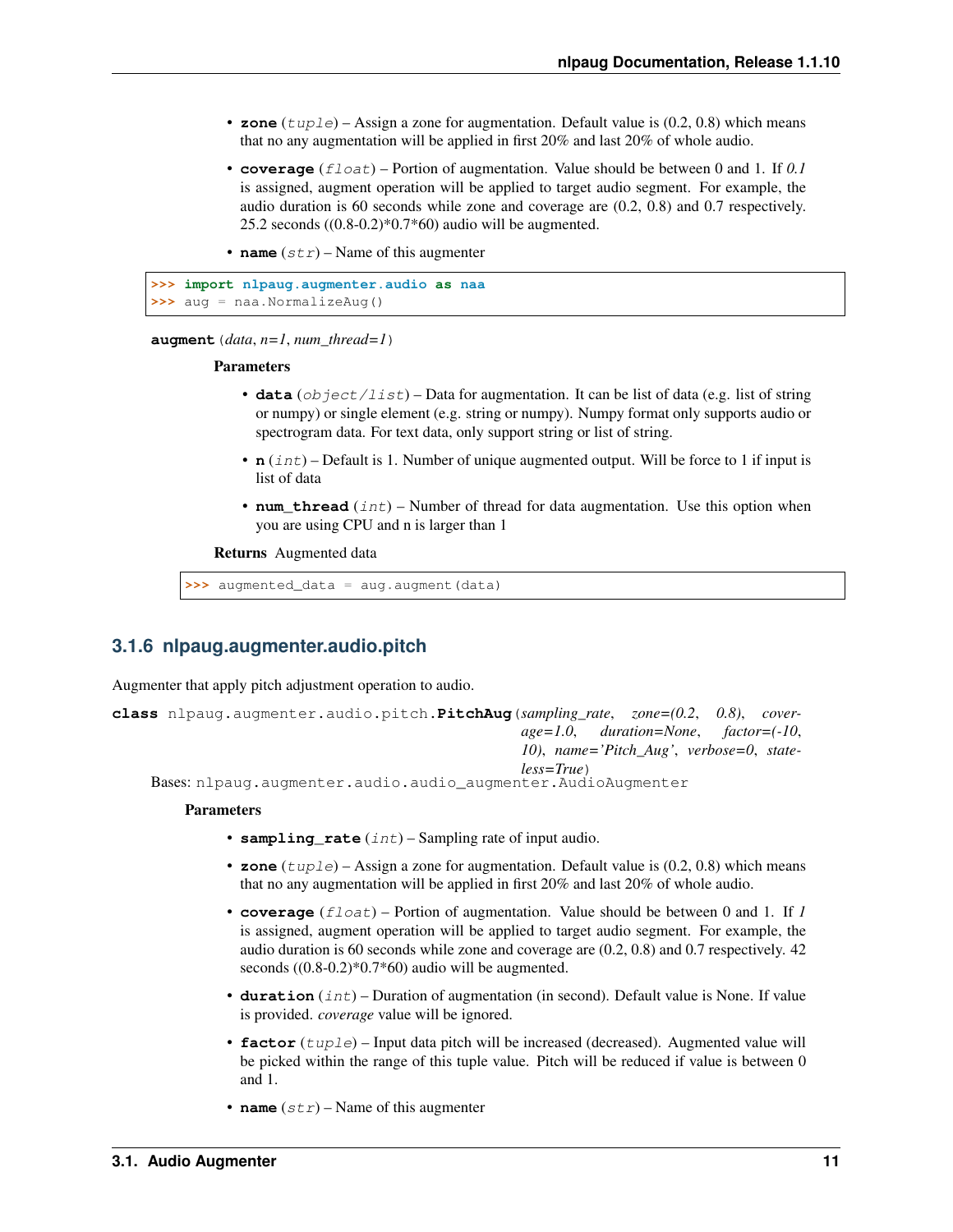- **zone** (*tuple*) – Assign a zone for augmentation. Default value is (0.2, 0.8) which means that no any augmentation will be applied in first 20% and last 20% of whole audio.
- **coverage** (*float*) – Portion of augmentation. Value should be between 0 and 1. If *0.1* is assigned, augment operation will be applied to target audio segment. For example, the audio duration is 60 seconds while zone and coverage are (0.2, 0.8) and 0.7 respectively. 25.2 seconds ((0.8-0.2)*0.7*60) audio will be augmented.
- **name** (*str*) – Name of this augmenter

```
>>> import nlpaug.augmenter.audio as naa
>>> aug = naa.NormalizeAug()
```

**augment** (*data*, *n=1*, *num_thread=1*)

**Parameters**

- **data** (*object/list*) – Data for augmentation. It can be list of data (e.g. list of string or numpy) or single element (e.g. string or numpy). Numpy format only supports audio or spectrogram data. For text data, only support string or list of string.
- **n** (*int*) – Default is 1. Number of unique augmented output. Will be force to 1 if input is list of data
- **num_thread** (*int*) – Number of thread for data augmentation. Use this option when you are using CPU and n is larger than 1

**Returns** Augmented data

```
>>> augmented_data = aug.augment(data)
```

### 3.1.6 nlpaug.augmenter.audio.pitch

Augmenter that apply pitch adjustment operation to audio.

**class** nlpaug.augmenter.audio.pitch.**PitchAug** (*sampling_rate*, *zone=(0.2, 0.8)*, *coverage=1.0*, *duration=None*, *factor=(-10, 10)*, *name='Pitch_Aug'*, *verbose=0*, *stateless=True*)

Bases: nlpaug.augmenter.audio.audio_augmenter.AudioAugmenter

**Parameters**

- **sampling_rate** (*int*) – Sampling rate of input audio.
- **zone** (*tuple*) – Assign a zone for augmentation. Default value is (0.2, 0.8) which means that no any augmentation will be applied in first 20% and last 20% of whole audio.
- **coverage** (*float*) – Portion of augmentation. Value should be between 0 and 1. If *1* is assigned, augment operation will be applied to target audio segment. For example, the audio duration is 60 seconds while zone and coverage are (0.2, 0.8) and 0.7 respectively. 42 seconds ((0.8-0.2)*0.7*60) audio will be augmented.
- **duration** (*int*) – Duration of augmentation (in second). Default value is None. If value is provided. *coverage* value will be ignored.
- **factor** (*tuple*) – Input data pitch will be increased (decreased). Augmented value will be picked within the range of this tuple value. Pitch will be reduced if value is between 0 and 1.
- **name** (*str*) – Name of this augmenter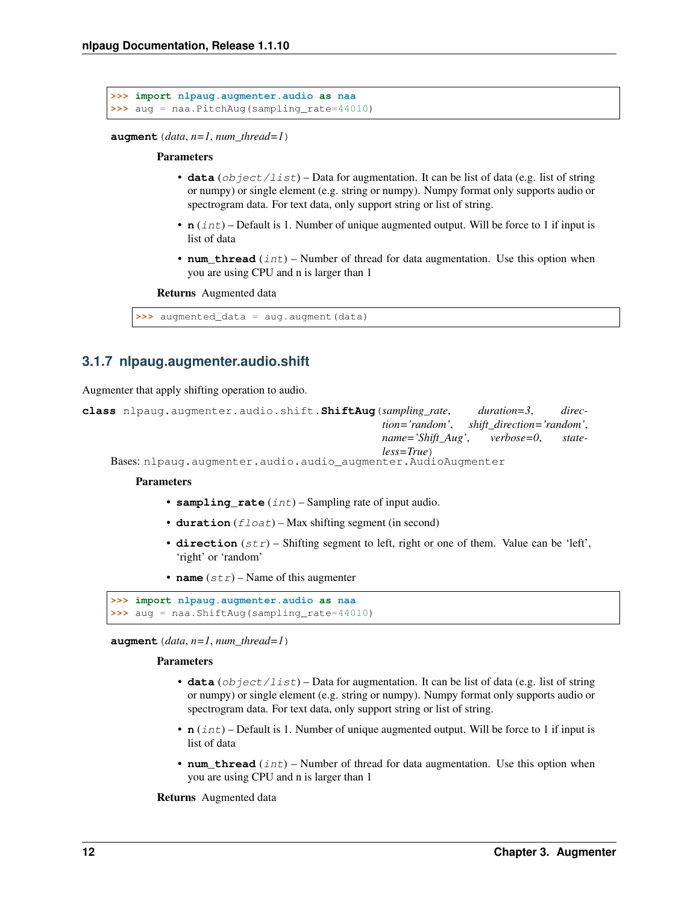```
>>> import nlpaug.augmenter.audio as naa
>>> aug = naa.PitchAug(sampling_rate=44010)
```

**augment**(*data*, *n=1*, *num_thread=1*)

**Parameters**

- **data** (*object/list*) – Data for augmentation. It can be list of data (e.g. list of string or numpy) or single element (e.g. string or numpy). Numpy format only supports audio or spectrogram data. For text data, only support string or list of string.
- **n** (*int*) – Default is 1. Number of unique augmented output. Will be force to 1 if input is list of data
- **num_thread** (*int*) – Number of thread for data augmentation. Use this option when you are using CPU and n is larger than 1

**Returns** Augmented data

```
>>> augmented_data = aug.augment(data)
```

### 3.1.7 nlpaug.augmenter.audio.shift

Augmenter that apply shifting operation to audio.

**class** nlpaug.augmenter.audio.shift.**ShiftAug**(*sampling_rate*, *duration=3*, *direction='random'*, *shift_direction='random'*, *name='Shift_Aug'*, *verbose=0*, *stateless=True*)

Bases: nlpaug.augmenter.audio.audio_augmenter.AudioAugmenter

**Parameters**

- **sampling_rate** (*int*) – Sampling rate of input audio.
- **duration** (*float*) – Max shifting segment (in second)
- **direction** (*str*) – Shifting segment to left, right or one of them. Value can be 'left', 'right' or 'random'
- **name** (*str*) – Name of this augmenter

```
>>> import nlpaug.augmenter.audio as naa
>>> aug = naa.ShiftAug(sampling_rate=44010)
```

**augment**(*data*, *n=1*, *num_thread=1*)

**Parameters**

- **data** (*object/list*) – Data for augmentation. It can be list of data (e.g. list of string or numpy) or single element (e.g. string or numpy). Numpy format only supports audio or spectrogram data. For text data, only support string or list of string.
- **n** (*int*) – Default is 1. Number of unique augmented output. Will be force to 1 if input is list of data
- **num_thread** (*int*) – Number of thread for data augmentation. Use this option when you are using CPU and n is larger than 1

**Returns** Augmented data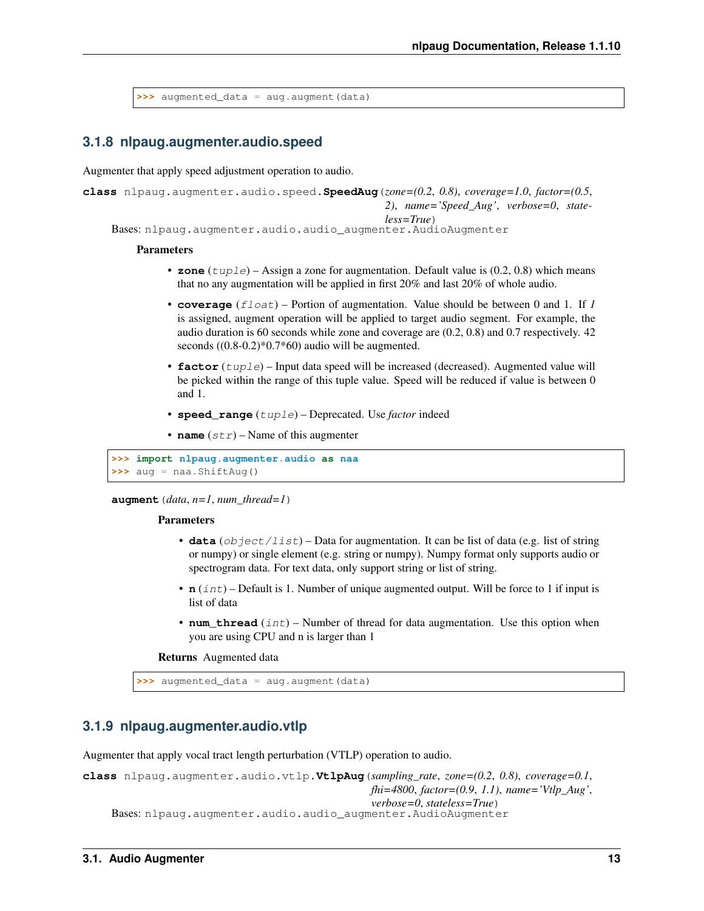```
>>> augmented_data = aug.augment(data)
```

### 3.1.8 nlpaug.augmenter.audio.speed

Augmenter that apply speed adjustment operation to audio.

**class** nlpaug.augmenter.audio.speed.**SpeedAug**(*zone=(0.2, 0.8), coverage=1.0, factor=(0.5, 2), name='Speed_Aug', verbose=0, stateless=True*)

Bases: nlpaug.augmenter.audio.audio_augmenter.AudioAugmenter

**Parameters**

- **zone** (*tuple*) – Assign a zone for augmentation. Default value is (0.2, 0.8) which means that no any augmentation will be applied in first 20% and last 20% of whole audio.
- **coverage** (*float*) – Portion of augmentation. Value should be between 0 and 1. If *1* is assigned, augment operation will be applied to target audio segment. For example, the audio duration is 60 seconds while zone and coverage are (0.2, 0.8) and 0.7 respectively. 42 seconds ((0.8-0.2)*0.7*60) audio will be augmented.
- **factor** (*tuple*) – Input data speed will be increased (decreased). Augmented value will be picked within the range of this tuple value. Speed will be reduced if value is between 0 and 1.
- **speed_range** (*tuple*) – Deprecated. Use *factor* indeed
- **name** (*str*) – Name of this augmenter

```
>>> import nlpaug.augmenter.audio as naa
>>> aug = naa.ShiftAug()
```

**augment**(*data, n=1, num_thread=1*)

**Parameters**

- **data** (*object/list*) – Data for augmentation. It can be list of data (e.g. list of string or numpy) or single element (e.g. string or numpy). Numpy format only supports audio or spectrogram data. For text data, only support string or list of string.
- **n** (*int*) – Default is 1. Number of unique augmented output. Will be force to 1 if input is list of data
- **num_thread** (*int*) – Number of thread for data augmentation. Use this option when you are using CPU and n is larger than 1

**Returns** Augmented data

```
>>> augmented_data = aug.augment(data)
```

### 3.1.9 nlpaug.augmenter.audio.vtlp

Augmenter that apply vocal tract length perturbation (VTLP) operation to audio.

**class** nlpaug.augmenter.audio.vtlp.**VtlpAug**(*sampling_rate, zone=(0.2, 0.8), coverage=0.1, fhi=4800, factor=(0.9, 1.1), name='Vtlp_Aug', verbose=0, stateless=True*)

Bases: nlpaug.augmenter.audio.audio_augmenter.AudioAugmenter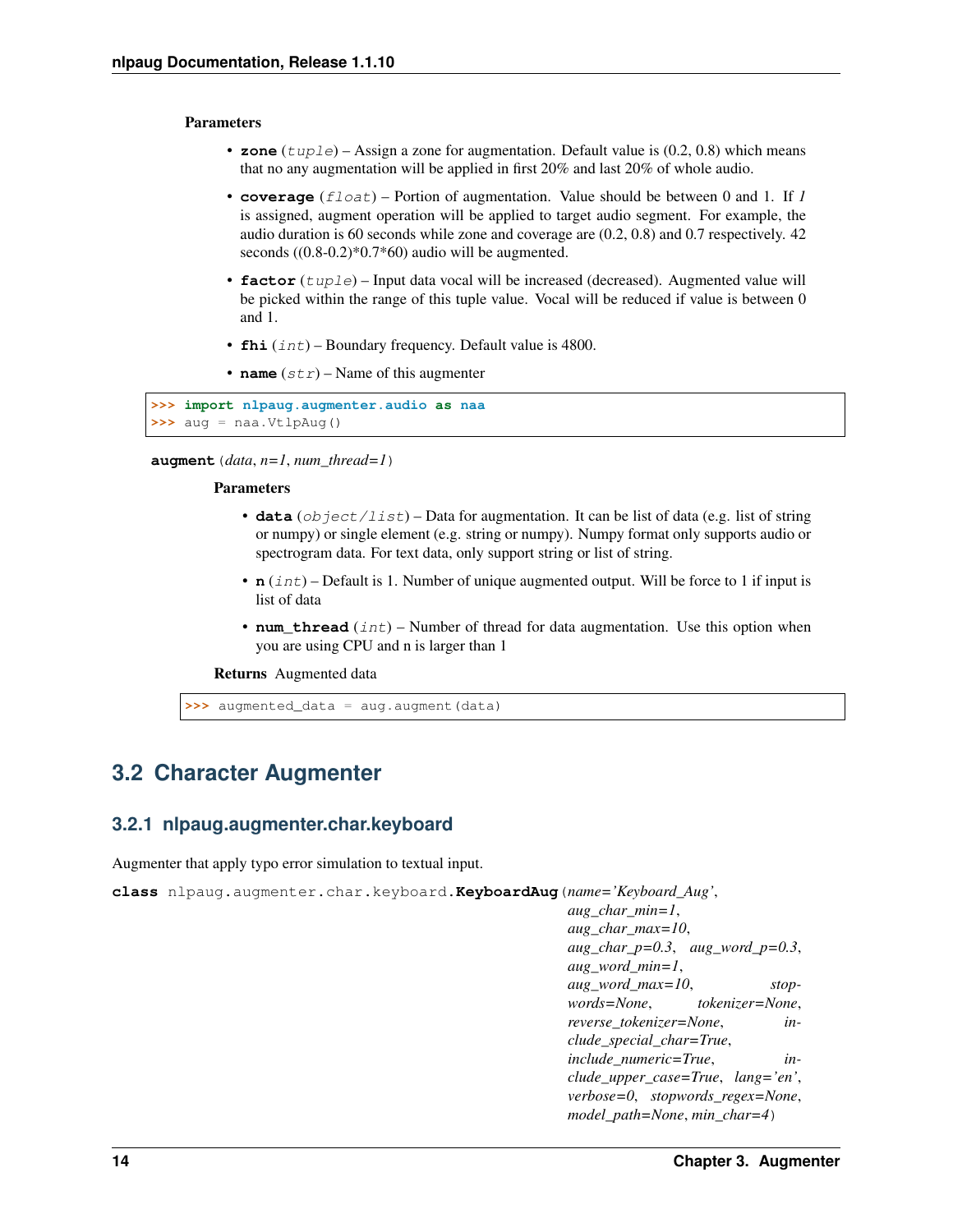**Parameters**

- **zone** (*tuple*) – Assign a zone for augmentation. Default value is (0.2, 0.8) which means that no any augmentation will be applied in first 20% and last 20% of whole audio.
- **coverage** (*float*) – Portion of augmentation. Value should be between 0 and 1. If *1* is assigned, augment operation will be applied to target audio segment. For example, the audio duration is 60 seconds while zone and coverage are (0.2, 0.8) and 0.7 respectively. 42 seconds ((0.8-0.2)*0.7*60) audio will be augmented.
- **factor** (*tuple*) – Input data vocal will be increased (decreased). Augmented value will be picked within the range of this tuple value. Vocal will be reduced if value is between 0 and 1.
- **fhi** (*int*) – Boundary frequency. Default value is 4800.
- **name** (*str*) – Name of this augmenter

```
>>> import nlpaug.augmenter.audio as naa
>>> aug = naa.VtlpAug()
```

**augment**(*data*, *n=1*, *num_thread=1*)

**Parameters**

- **data** (*object/list*) – Data for augmentation. It can be list of data (e.g. list of string or numpy) or single element (e.g. string or numpy). Numpy format only supports audio or spectrogram data. For text data, only support string or list of string.
- **n** (*int*) – Default is 1. Number of unique augmented output. Will be force to 1 if input is list of data
- **num_thread** (*int*) – Number of thread for data augmentation. Use this option when you are using CPU and n is larger than 1

**Returns** Augmented data

```
>>> augmented_data = aug.augment(data)
```

## 3.2 Character Augmenter

### 3.2.1 nlpaug.augmenter.char.keyboard

Augmenter that apply typo error simulation to textual input.

**class** nlpaug.augmenter.char.keyboard.**KeyboardAug**(*name='Keyboard_Aug'*, *aug_char_min=1*, *aug_char_max=10*, *aug_char_p=0.3*, *aug_word_p=0.3*, *aug_word_min=1*, *aug_word_max=10*, *stopwords=None*, *tokenizer=None*, *reverse_tokenizer=None*, *include_special_char=True*, *include_numeric=True*, *include_upper_case=True*, *lang='en'*, *verbose=0*, *stopwords_regex=None*, *model_path=None*, *min_char=4*)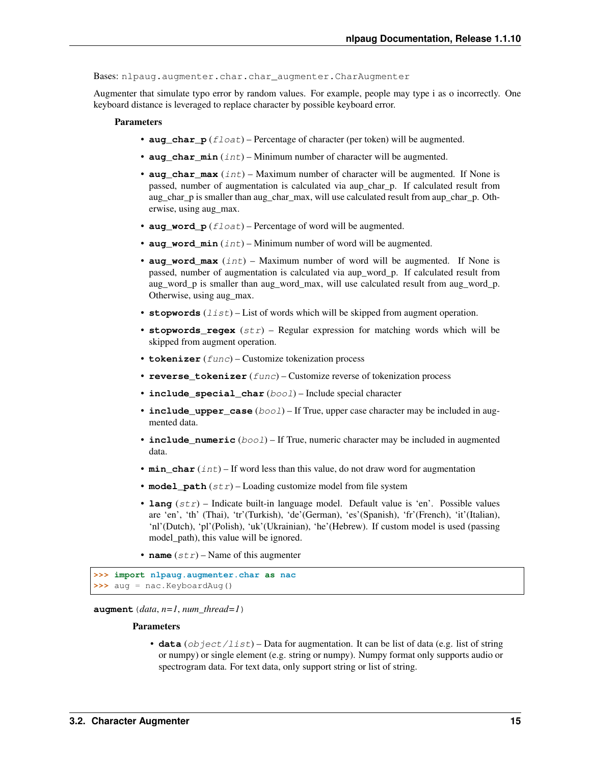Bases: `nlpaug.augmenter.char.char_augmenter.CharAugmenter`

Augmenter that simulate typo error by random values. For example, people may type i as o incorrectly. One keyboard distance is leveraged to replace character by possible keyboard error.

**Parameters**

- **aug_char_p** (*float*) – Percentage of character (per token) will be augmented.
- **aug_char_min** (*int*) – Minimum number of character will be augmented.
- **aug_char_max** (*int*) – Maximum number of character will be augmented. If None is passed, number of augmentation is calculated via aup_char_p. If calculated result from aug_char_p is smaller than aug_char_max, will use calculated result from aup_char_p. Otherwise, using aug_max.
- **aug_word_p** (*float*) – Percentage of word will be augmented.
- **aug_word_min** (*int*) – Minimum number of word will be augmented.
- **aug_word_max** (*int*) – Maximum number of word will be augmented. If None is passed, number of augmentation is calculated via aup_word_p. If calculated result from aug_word_p is smaller than aug_word_max, will use calculated result from aug_word_p. Otherwise, using aug_max.
- **stopwords** (*list*) – List of words which will be skipped from augment operation.
- **stopwords_regex** (*str*) – Regular expression for matching words which will be skipped from augment operation.
- **tokenizer** (*func*) – Customize tokenization process
- **reverse_tokenizer** (*func*) – Customize reverse of tokenization process
- **include_special_char** (*bool*) – Include special character
- **include_upper_case** (*bool*) – If True, upper case character may be included in augmented data.
- **include_numeric** (*bool*) – If True, numeric character may be included in augmented data.
- **min_char** (*int*) – If word less than this value, do not draw word for augmentation
- **model_path** (*str*) – Loading customize model from file system
- **lang** (*str*) – Indicate built-in language model. Default value is 'en'. Possible values are 'en', 'th' (Thai), 'tr'(Turkish), 'de'(German), 'es'(Spanish), 'fr'(French), 'it'(Italian), 'nl'(Dutch), 'pl'(Polish), 'uk'(Ukrainian), 'he'(Hebrew). If custom model is used (passing model_path), this value will be ignored.
- **name** (*str*) – Name of this augmenter

```
>>> import nlpaug.augmenter.char as nac
>>> aug = nac.KeyboardAug()
```

**augment** (*data*, *n=1*, *num_thread=1*)

**Parameters**

- **data** (*object/list*) – Data for augmentation. It can be list of data (e.g. list of string or numpy) or single element (e.g. string or numpy). Numpy format only supports audio or spectrogram data. For text data, only support string or list of string.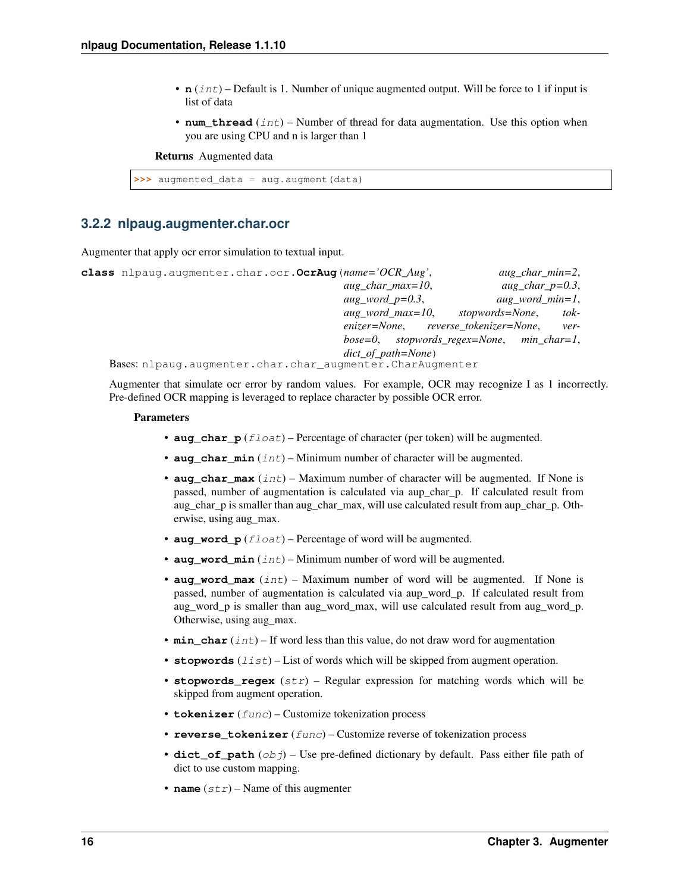- **n** (*int*) – Default is 1. Number of unique augmented output. Will be force to 1 if input is list of data
- **num_thread** (*int*) – Number of thread for data augmentation. Use this option when you are using CPU and n is larger than 1

**Returns** Augmented data

```
>>> augmented_data = aug.augment(data)
```

### 3.2.2 nlpaug.augmenter.char.ocr

Augmenter that apply ocr error simulation to textual input.

**class** nlpaug.augmenter.char.ocr.**OcrAug**(*name='OCR_Aug'*, *aug_char_min=2*, *aug_char_max=10*, *aug_char_p=0.3*, *aug_word_p=0.3*, *aug_word_min=1*, *aug_word_max=10*, *stopwords=None*, *tokenizer=None*, *reverse_tokenizer=None*, *verbose=0*, *stopwords_regex=None*, *min_char=1*, *dict_of_path=None*)

Bases: `nlpaug.augmenter.char.char_augmenter.CharAugmenter`

Augmenter that simulate ocr error by random values. For example, OCR may recognize I as 1 incorrectly. Pre-defined OCR mapping is leveraged to replace character by possible OCR error.

**Parameters**

- **aug_char_p** (*float*) – Percentage of character (per token) will be augmented.
- **aug_char_min** (*int*) – Minimum number of character will be augmented.
- **aug_char_max** (*int*) – Maximum number of character will be augmented. If None is passed, number of augmentation is calculated via aup_char_p. If calculated result from aug_char_p is smaller than aug_char_max, will use calculated result from aup_char_p. Otherwise, using aug_max.
- **aug_word_p** (*float*) – Percentage of word will be augmented.
- **aug_word_min** (*int*) – Minimum number of word will be augmented.
- **aug_word_max** (*int*) – Maximum number of word will be augmented. If None is passed, number of augmentation is calculated via aup_word_p. If calculated result from aug_word_p is smaller than aug_word_max, will use calculated result from aug_word_p. Otherwise, using aug_max.
- **min_char** (*int*) – If word less than this value, do not draw word for augmentation
- **stopwords** (*list*) – List of words which will be skipped from augment operation.
- **stopwords_regex** (*str*) – Regular expression for matching words which will be skipped from augment operation.
- **tokenizer** (*func*) – Customize tokenization process
- **reverse_tokenizer** (*func*) – Customize reverse of tokenization process
- **dict_of_path** (*obj*) – Use pre-defined dictionary by default. Pass either file path of dict to use custom mapping.
- **name** (*str*) – Name of this augmenter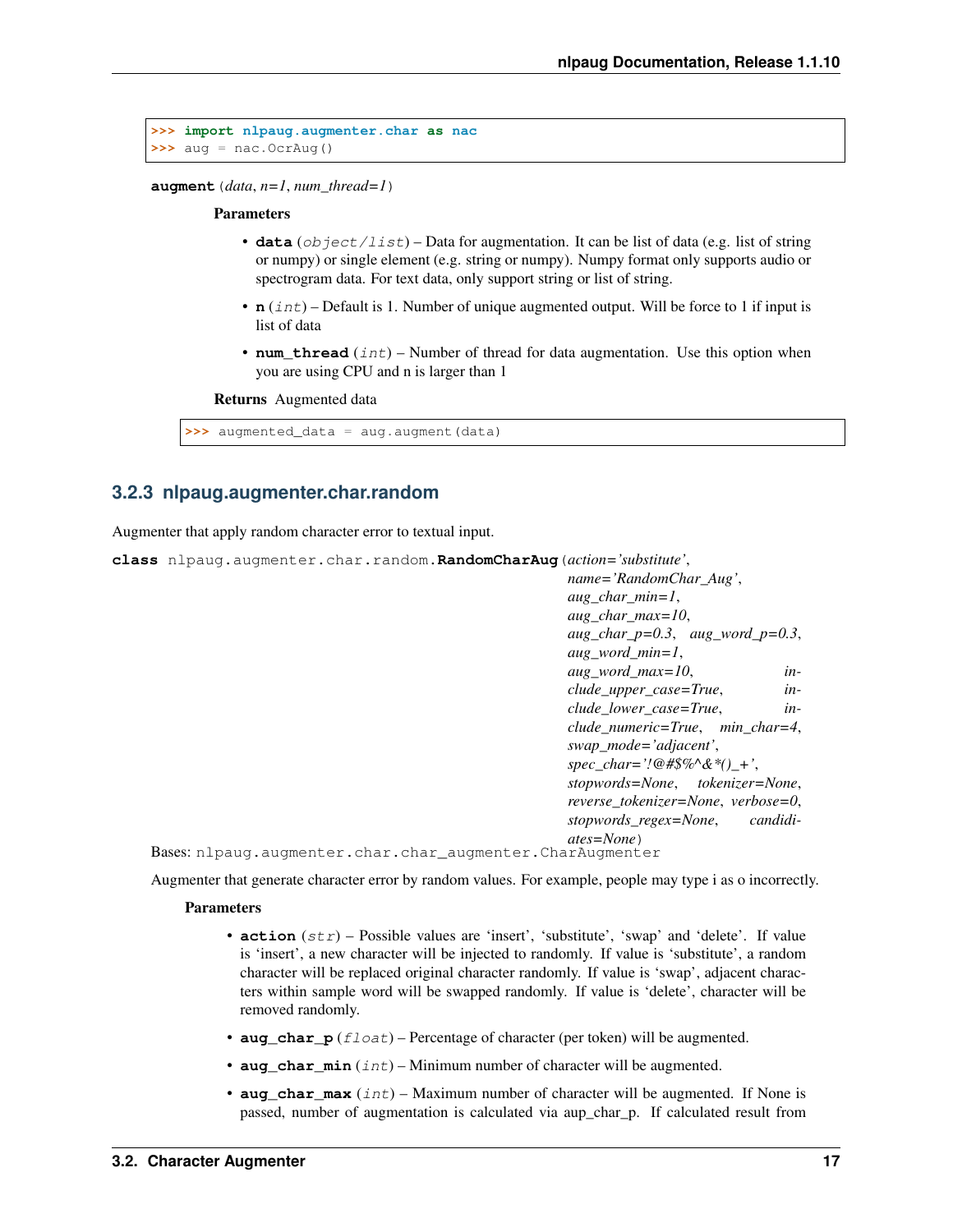```
>>> import nlpaug.augmenter.char as nac
>>> aug = nac.OcrAug()
```

**augment**(*data*, *n=1*, *num_thread=1*)

**Parameters**

- **data** (*object/list*) – Data for augmentation. It can be list of data (e.g. list of string or numpy) or single element (e.g. string or numpy). Numpy format only supports audio or spectrogram data. For text data, only support string or list of string.
- **n** (*int*) – Default is 1. Number of unique augmented output. Will be force to 1 if input is list of data
- **num_thread** (*int*) – Number of thread for data augmentation. Use this option when you are using CPU and n is larger than 1

**Returns** Augmented data

```
>>> augmented_data = aug.augment(data)
```

### 3.2.3 nlpaug.augmenter.char.random

Augmenter that apply random character error to textual input.

**class** nlpaug.augmenter.char.random.**RandomCharAug**(*action='substitute'*, *name='RandomChar_Aug'*, *aug_char_min=1*, *aug_char_max=10*, *aug_char_p=0.3*, *aug_word_p=0.3*, *aug_word_min=1*, *aug_word_max=10*, *include_upper_case=True*, *include_lower_case=True*, *include_numeric=True*, *min_char=4*, *swap_mode='adjacent'*, *spec_char='!@#$%^&*()_+'*, *stopwords=None*, *tokenizer=None*, *reverse_tokenizer=None*, *verbose=0*, *stopwords_regex=None*, *candidates=None*)

Bases: nlpaug.augmenter.char.char_augmenter.CharAugmenter

Augmenter that generate character error by random values. For example, people may type i as o incorrectly.

**Parameters**

- **action** (*str*) – Possible values are 'insert', 'substitute', 'swap' and 'delete'. If value is 'insert', a new character will be injected to randomly. If value is 'substitute', a random character will be replaced original character randomly. If value is 'swap', adjacent characters within sample word will be swapped randomly. If value is 'delete', character will be removed randomly.
- **aug_char_p** (*float*) – Percentage of character (per token) will be augmented.
- **aug_char_min** (*int*) – Minimum number of character will be augmented.
- **aug_char_max** (*int*) – Maximum number of character will be augmented. If None is passed, number of augmentation is calculated via aup_char_p. If calculated result from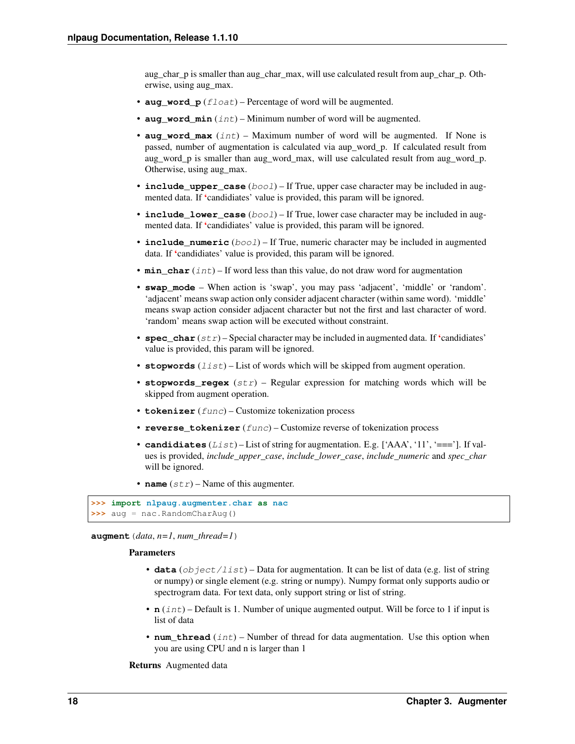aug_char_p is smaller than aug_char_max, will use calculated result from aup_char_p. Otherwise, using aug_max.

- **aug_word_p** (*float*) – Percentage of word will be augmented.
- **aug_word_min** (*int*) – Minimum number of word will be augmented.
- **aug_word_max** (*int*) – Maximum number of word will be augmented. If None is passed, number of augmentation is calculated via aup_word_p. If calculated result from aug_word_p is smaller than aug_word_max, will use calculated result from aug_word_p. Otherwise, using aug_max.
- **include_upper_case** (*bool*) – If True, upper case character may be included in augmented data. If 'candidiates' value is provided, this param will be ignored.
- **include_lower_case** (*bool*) – If True, lower case character may be included in augmented data. If 'candidiates' value is provided, this param will be ignored.
- **include_numeric** (*bool*) – If True, numeric character may be included in augmented data. If 'candidiates' value is provided, this param will be ignored.
- **min_char** (*int*) – If word less than this value, do not draw word for augmentation
- **swap_mode** – When action is 'swap', you may pass 'adjacent', 'middle' or 'random'. 'adjacent' means swap action only consider adjacent character (within same word). 'middle' means swap action consider adjacent character but not the first and last character of word. 'random' means swap action will be executed without constraint.
- **spec_char** (*str*) – Special character may be included in augmented data. If 'candidiates' value is provided, this param will be ignored.
- **stopwords** (*list*) – List of words which will be skipped from augment operation.
- **stopwords_regex** (*str*) – Regular expression for matching words which will be skipped from augment operation.
- **tokenizer** (*func*) – Customize tokenization process
- **reverse_tokenizer** (*func*) – Customize reverse of tokenization process
- **candidiates** (*List*) – List of string for augmentation. E.g. ['AAA', '11', '===']. If values is provided, *include_upper_case*, *include_lower_case*, *include_numeric* and *spec_char* will be ignored.
- **name** (*str*) – Name of this augmenter.

```
>>> import nlpaug.augmenter.char as nac
>>> aug = nac.RandomCharAug()
```

**augment** (*data*, *n=1*, *num_thread=1*)

**Parameters**

- **data** (*object/list*) – Data for augmentation. It can be list of data (e.g. list of string or numpy) or single element (e.g. string or numpy). Numpy format only supports audio or spectrogram data. For text data, only support string or list of string.
- **n** (*int*) – Default is 1. Number of unique augmented output. Will be force to 1 if input is list of data
- **num_thread** (*int*) – Number of thread for data augmentation. Use this option when you are using CPU and n is larger than 1

**Returns** Augmented data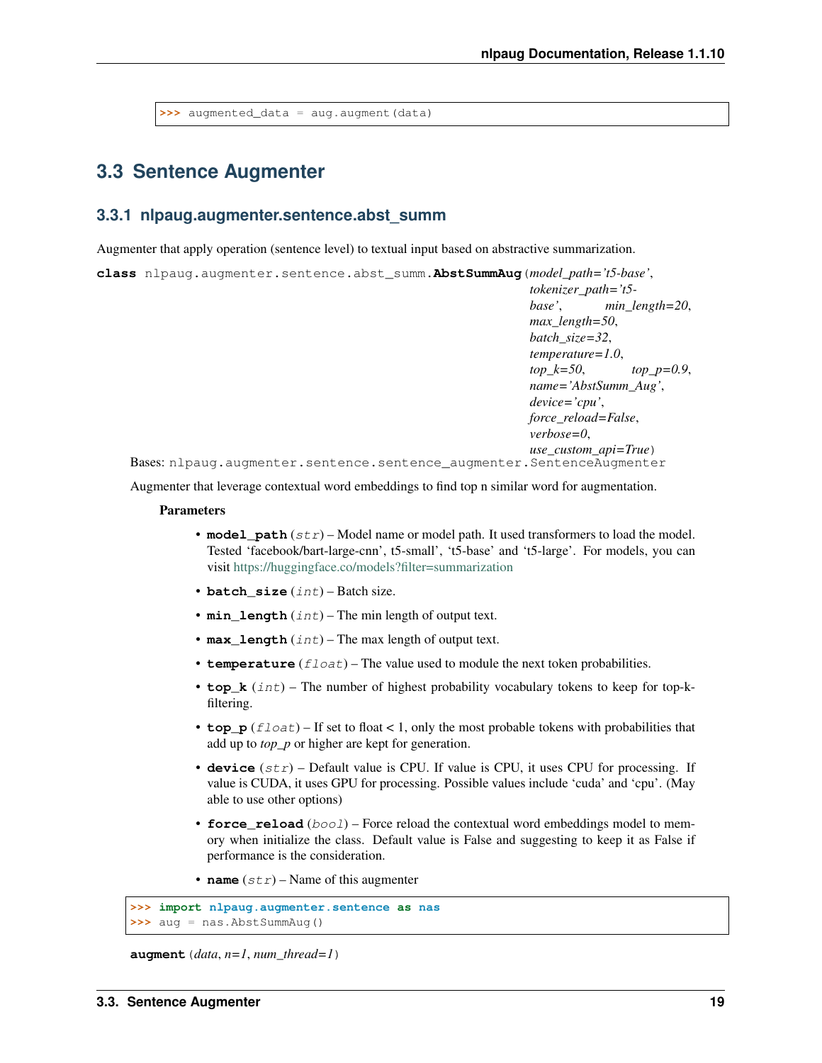```
>>> augmented_data = aug.augment(data)
```

## 3.3 Sentence Augmenter

### 3.3.1 nlpaug.augmenter.sentence.abst_summ

Augmenter that apply operation (sentence level) to textual input based on abstractive summarization.

**class** nlpaug.augmenter.sentence.abst_summ.**AbstSummAug**(*model_path='t5-base'*, *tokenizer_path='t5-base'*, *min_length=20*, *max_length=50*, *batch_size=32*, *temperature=1.0*, *top_k=50*, *top_p=0.9*, *name='AbstSumm_Aug'*, *device='cpu'*, *force_reload=False*, *verbose=0*, *use_custom_api=True*)

Bases: `nlpaug.augmenter.sentence.sentence_augmenter.SentenceAugmenter`

Augmenter that leverage contextual word embeddings to find top n similar word for augmentation.

**Parameters**

- **model_path** (*str*) – Model name or model path. It used transformers to load the model. Tested 'facebook/bart-large-cnn', t5-small', 't5-base' and 't5-large'. For models, you can visit https://huggingface.co/models?filter=summarization
- **batch_size** (*int*) – Batch size.
- **min_length** (*int*) – The min length of output text.
- **max_length** (*int*) – The max length of output text.
- **temperature** (*float*) – The value used to module the next token probabilities.
- **top_k** (*int*) – The number of highest probability vocabulary tokens to keep for top-k-filtering.
- **top_p** (*float*) – If set to float < 1, only the most probable tokens with probabilities that add up to *top_p* or higher are kept for generation.
- **device** (*str*) – Default value is CPU. If value is CPU, it uses CPU for processing. If value is CUDA, it uses GPU for processing. Possible values include 'cuda' and 'cpu'. (May able to use other options)
- **force_reload** (*bool*) – Force reload the contextual word embeddings model to memory when initialize the class. Default value is False and suggesting to keep it as False if performance is the consideration.
- **name** (*str*) – Name of this augmenter

```
>>> import nlpaug.augmenter.sentence as nas
>>> aug = nas.AbstSummAug()
```

**augment**(*data*, *n=1*, *num_thread=1*)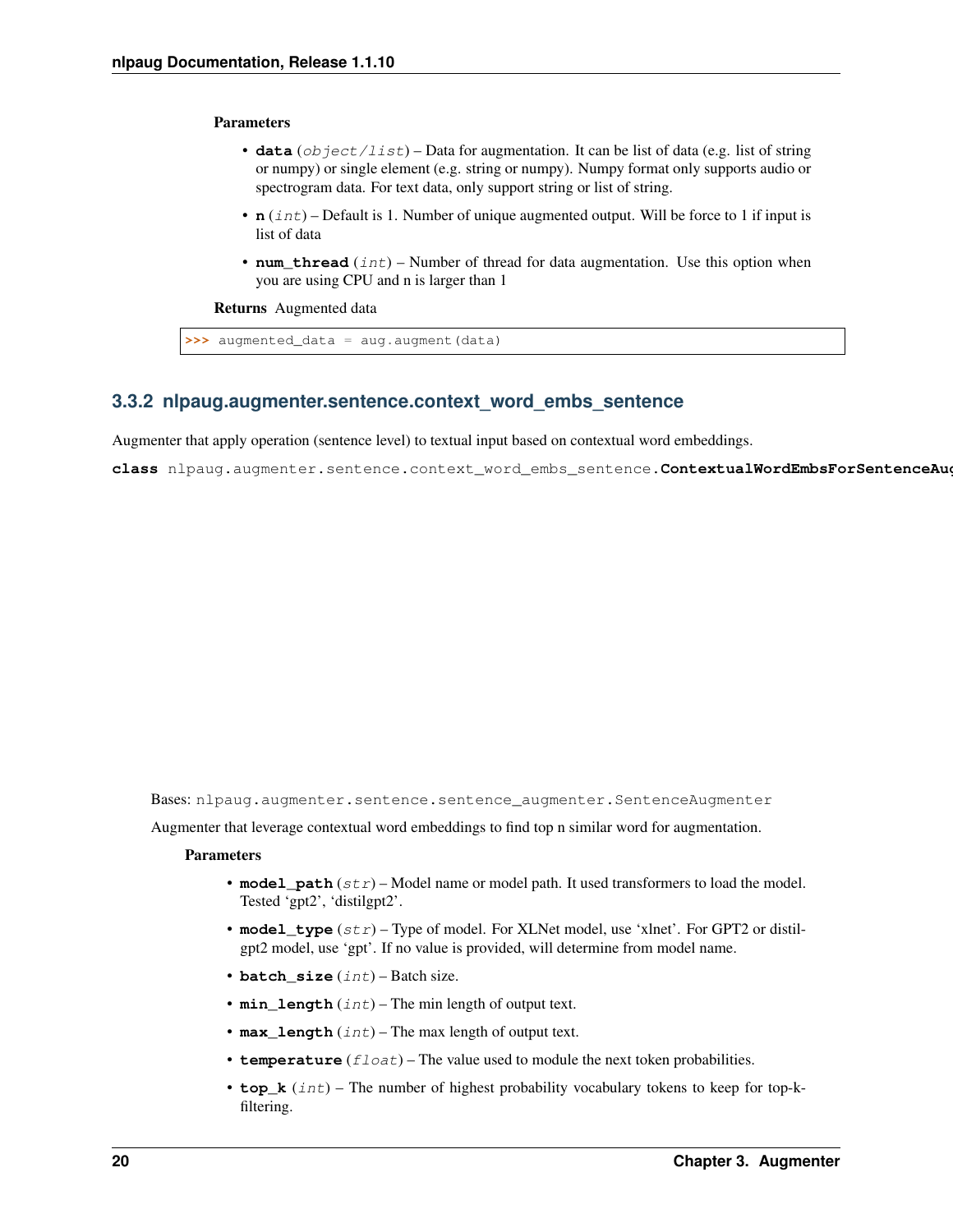**Parameters**

- **data** (*object/list*) – Data for augmentation. It can be list of data (e.g. list of string or numpy) or single element (e.g. string or numpy). Numpy format only supports audio or spectrogram data. For text data, only support string or list of string.
- **n** (*int*) – Default is 1. Number of unique augmented output. Will be force to 1 if input is list of data
- **num_thread** (*int*) – Number of thread for data augmentation. Use this option when you are using CPU and n is larger than 1

**Returns** Augmented data

```
>>> augmented_data = aug.augment(data)
```

### 3.3.2 nlpaug.augmenter.sentence.context_word_embs_sentence

Augmenter that apply operation (sentence level) to textual input based on contextual word embeddings.

**class** nlpaug.augmenter.sentence.context_word_embs_sentence.**ContextualWordEmbsForSentenceAug**

Bases: nlpaug.augmenter.sentence.sentence_augmenter.SentenceAugmenter

Augmenter that leverage contextual word embeddings to find top n similar word for augmentation.

**Parameters**

- **model_path** (*str*) – Model name or model path. It used transformers to load the model. Tested 'gpt2', 'distilgpt2'.
- **model_type** (*str*) – Type of model. For XLNet model, use 'xlnet'. For GPT2 or distilgpt2 model, use 'gpt'. If no value is provided, will determine from model name.
- **batch_size** (*int*) – Batch size.
- **min_length** (*int*) – The min length of output text.
- **max_length** (*int*) – The max length of output text.
- **temperature** (*float*) – The value used to module the next token probabilities.
- **top_k** (*int*) – The number of highest probability vocabulary tokens to keep for top-k-filtering.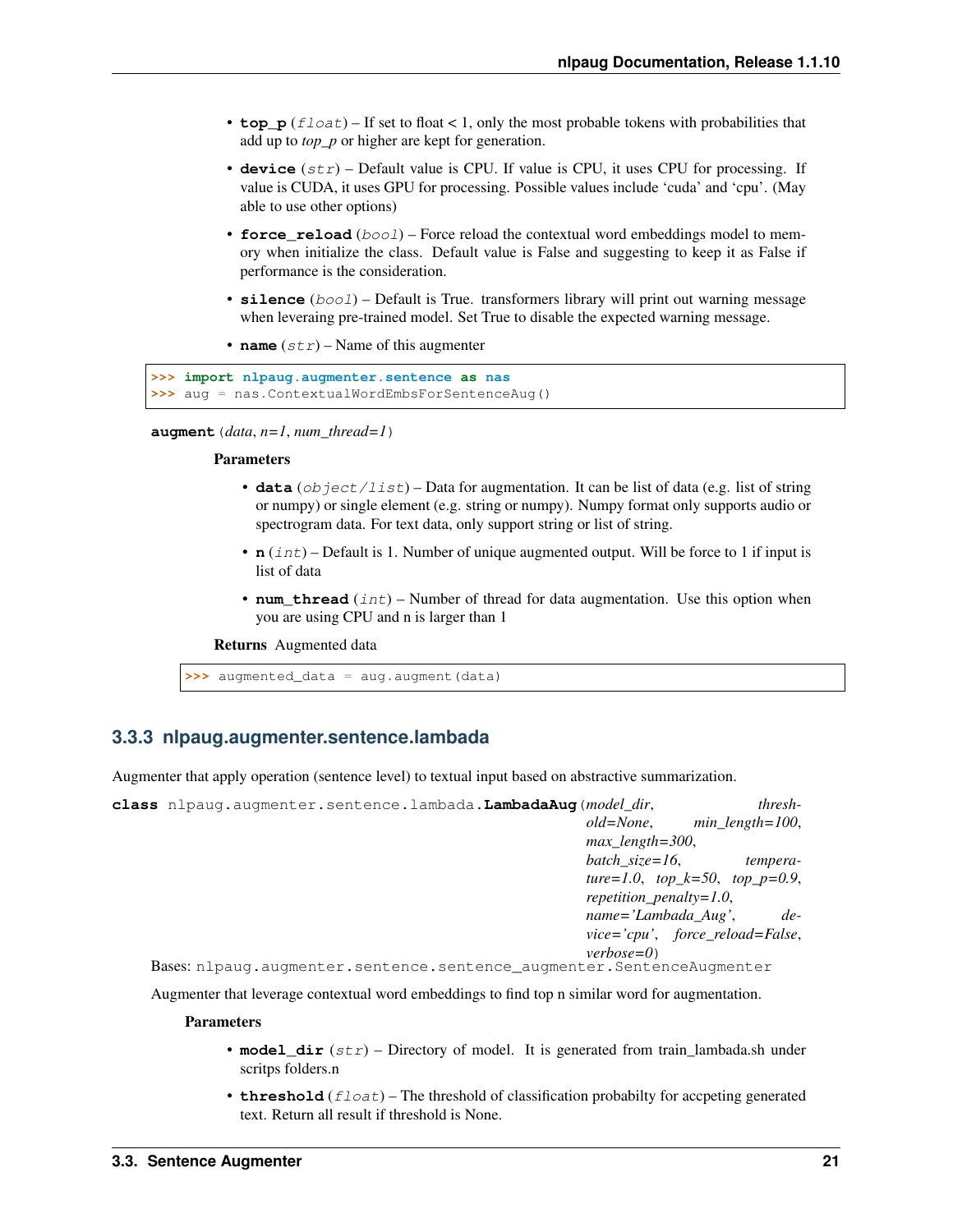- **top_p** (*float*) – If set to float < 1, only the most probable tokens with probabilities that add up to *top_p* or higher are kept for generation.
- **device** (*str*) – Default value is CPU. If value is CPU, it uses CPU for processing. If value is CUDA, it uses GPU for processing. Possible values include 'cuda' and 'cpu'. (May able to use other options)
- **force_reload** (*bool*) – Force reload the contextual word embeddings model to memory when initialize the class. Default value is False and suggesting to keep it as False if performance is the consideration.
- **silence** (*bool*) – Default is True. transformers library will print out warning message when leveraing pre-trained model. Set True to disable the expected warning message.
- **name** (*str*) – Name of this augmenter

```
>>> import nlpaug.augmenter.sentence as nas
>>> aug = nas.ContextualWordEmbsForSentenceAug()
```

**augment** (*data*, *n=1*, *num_thread=1*)

**Parameters**

- **data** (*object/list*) – Data for augmentation. It can be list of data (e.g. list of string or numpy) or single element (e.g. string or numpy). Numpy format only supports audio or spectrogram data. For text data, only support string or list of string.
- **n** (*int*) – Default is 1. Number of unique augmented output. Will be force to 1 if input is list of data
- **num_thread** (*int*) – Number of thread for data augmentation. Use this option when you are using CPU and n is larger than 1

**Returns** Augmented data

```
>>> augmented_data = aug.augment(data)
```

### 3.3.3 nlpaug.augmenter.sentence.lambada

Augmenter that apply operation (sentence level) to textual input based on abstractive summarization.

**class** nlpaug.augmenter.sentence.lambada.**LambadaAug**(*model_dir*, *threshold=None*, *min_length=100*, *max_length=300*, *batch_size=16*, *temperature=1.0*, *top_k=50*, *top_p=0.9*, *repetition_penalty=1.0*, *name='Lambada_Aug'*, *device='cpu'*, *force_reload=False*, *verbose=0*)

Bases: nlpaug.augmenter.sentence.sentence_augmenter.SentenceAugmenter

Augmenter that leverage contextual word embeddings to find top n similar word for augmentation.

**Parameters**

- **model_dir** (*str*) – Directory of model. It is generated from train_lambada.sh under scritps folders.n
- **threshold** (*float*) – The threshold of classification probabilty for accpeting generated text. Return all result if threshold is None.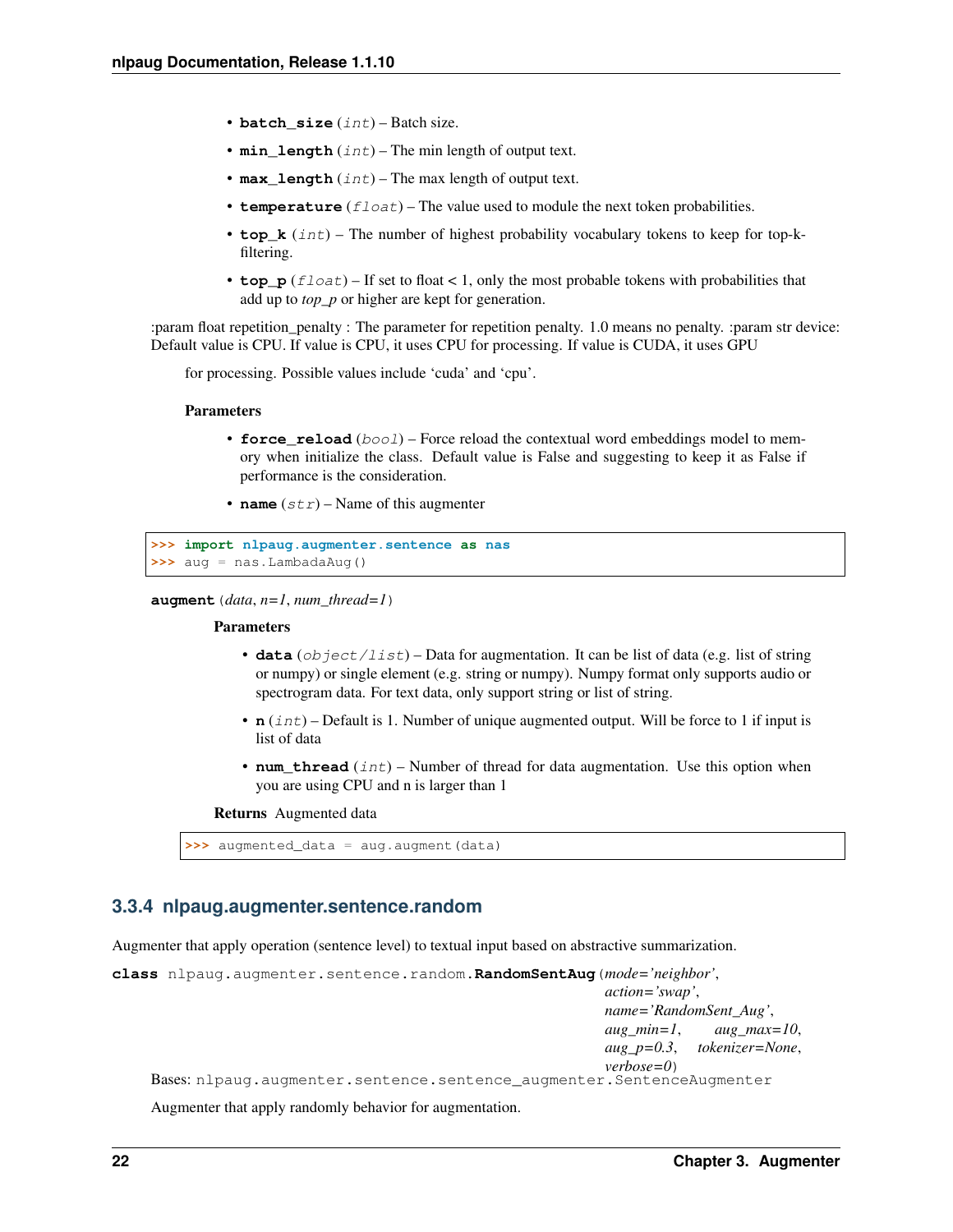- **batch_size** (*int*) – Batch size.
- **min_length** (*int*) – The min length of output text.
- **max_length** (*int*) – The max length of output text.
- **temperature** (*float*) – The value used to module the next token probabilities.
- **top_k** (*int*) – The number of highest probability vocabulary tokens to keep for top-k-filtering.
- **top_p** (*float*) – If set to float < 1, only the most probable tokens with probabilities that add up to *top_p* or higher are kept for generation.

:param float repetition_penalty : The parameter for repetition penalty. 1.0 means no penalty. :param str device: Default value is CPU. If value is CPU, it uses CPU for processing. If value is CUDA, it uses GPU

for processing. Possible values include 'cuda' and 'cpu'.

**Parameters**

- **force_reload** (*bool*) – Force reload the contextual word embeddings model to memory when initialize the class. Default value is False and suggesting to keep it as False if performance is the consideration.
- **name** (*str*) – Name of this augmenter

```
>>> import nlpaug.augmenter.sentence as nas
>>> aug = nas.LambadaAug()
```

**augment** (*data*, *n=1*, *num_thread=1*)

**Parameters**

- **data** (*object/list*) – Data for augmentation. It can be list of data (e.g. list of string or numpy) or single element (e.g. string or numpy). Numpy format only supports audio or spectrogram data. For text data, only support string or list of string.
- **n** (*int*) – Default is 1. Number of unique augmented output. Will be force to 1 if input is list of data
- **num_thread** (*int*) – Number of thread for data augmentation. Use this option when you are using CPU and n is larger than 1

**Returns** Augmented data

```
>>> augmented_data = aug.augment(data)
```

### 3.3.4 nlpaug.augmenter.sentence.random

Augmenter that apply operation (sentence level) to textual input based on abstractive summarization.

**class** nlpaug.augmenter.sentence.random.**RandomSentAug**(*mode='neighbor'*, *action='swap'*, *name='RandomSent_Aug'*, *aug_min=1*, *aug_max=10*, *aug_p=0.3*, *tokenizer=None*, *verbose=0*)

Bases: nlpaug.augmenter.sentence.sentence_augmenter.SentenceAugmenter

Augmenter that apply randomly behavior for augmentation.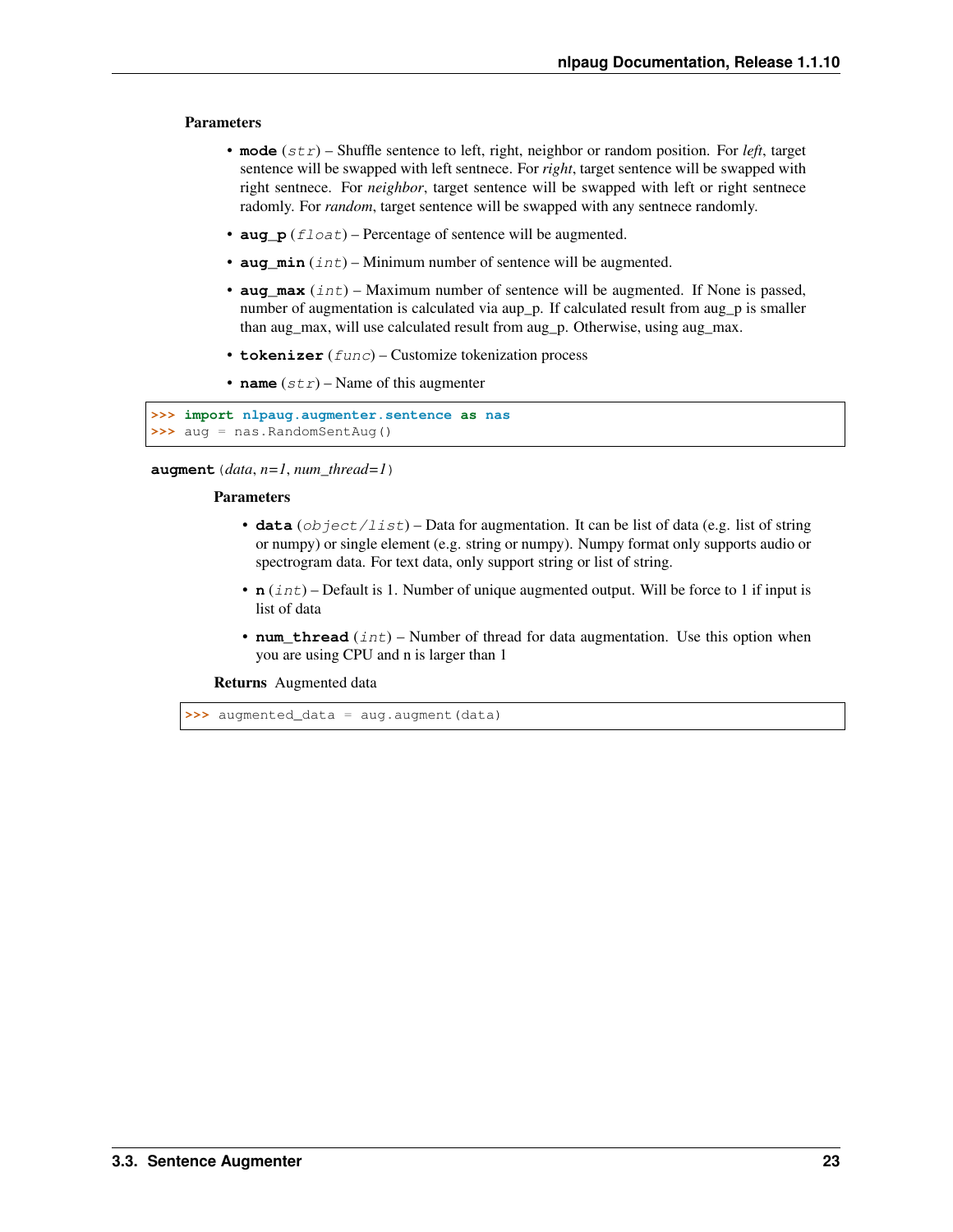**Parameters**

- **mode** (*str*) – Shuffle sentence to left, right, neighbor or random position. For *left*, target sentence will be swapped with left sentnece. For *right*, target sentence will be swapped with right sentnece. For *neighbor*, target sentence will be swapped with left or right sentnece radomly. For *random*, target sentence will be swapped with any sentnece randomly.
- **aug_p** (*float*) – Percentage of sentence will be augmented.
- **aug_min** (*int*) – Minimum number of sentence will be augmented.
- **aug_max** (*int*) – Maximum number of sentence will be augmented. If None is passed, number of augmentation is calculated via aup_p. If calculated result from aug_p is smaller than aug_max, will use calculated result from aug_p. Otherwise, using aug_max.
- **tokenizer** (*func*) – Customize tokenization process
- **name** (*str*) – Name of this augmenter

```
>>> import nlpaug.augmenter.sentence as nas
>>> aug = nas.RandomSentAug()
```

**augment** (*data*, *n=1*, *num_thread=1*)

**Parameters**

- **data** (*object/list*) – Data for augmentation. It can be list of data (e.g. list of string or numpy) or single element (e.g. string or numpy). Numpy format only supports audio or spectrogram data. For text data, only support string or list of string.
- **n** (*int*) – Default is 1. Number of unique augmented output. Will be force to 1 if input is list of data
- **num_thread** (*int*) – Number of thread for data augmentation. Use this option when you are using CPU and n is larger than 1

**Returns** Augmented data

```
>>> augmented_data = aug.augment(data)
```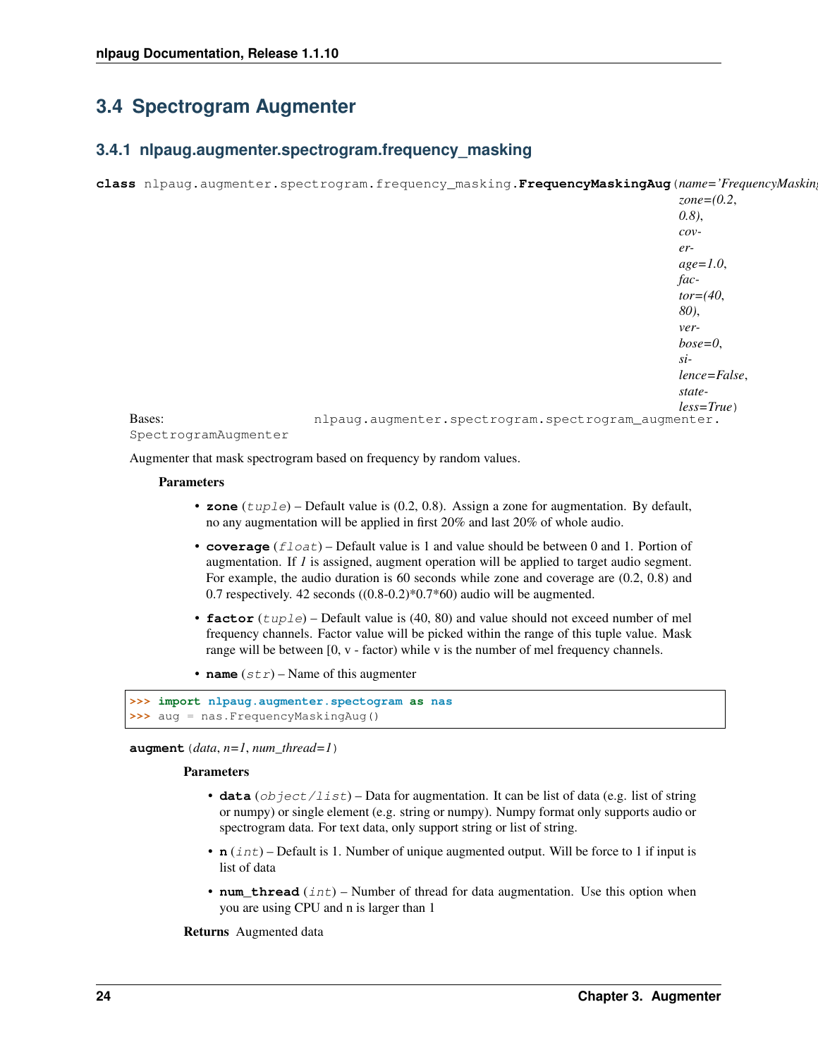## 3.4 Spectrogram Augmenter

### 3.4.1 nlpaug.augmenter.spectrogram.frequency_masking

**class** nlpaug.augmenter.spectrogram.frequency_masking.**FrequencyMaskingAug**(*name='FrequencyMasking*, *zone=(0.2, 0.8)*, *coverage=1.0*, *factor=(40, 80)*, *verbose=0*, *silence=False*, *stateless=True*)

Bases: nlpaug.augmenter.spectrogram.spectrogram_augmenter.SpectrogramAugmenter

Augmenter that mask spectrogram based on frequency by random values.

**Parameters**

- **zone** (*tuple*) – Default value is (0.2, 0.8). Assign a zone for augmentation. By default, no any augmentation will be applied in first 20% and last 20% of whole audio.
- **coverage** (*float*) – Default value is 1 and value should be between 0 and 1. Portion of augmentation. If *1* is assigned, augment operation will be applied to target audio segment. For example, the audio duration is 60 seconds while zone and coverage are (0.2, 0.8) and 0.7 respectively. 42 seconds ((0.8-0.2)*0.7*60) audio will be augmented.
- **factor** (*tuple*) – Default value is (40, 80) and value should not exceed number of mel frequency channels. Factor value will be picked within the range of this tuple value. Mask range will be between [0, v - factor) while v is the number of mel frequency channels.
- **name** (*str*) – Name of this augmenter

```
>>> import nlpaug.augmenter.spectogram as nas
>>> aug = nas.FrequencyMaskingAug()
```

**augment**(*data*, *n=1*, *num_thread=1*)

**Parameters**

- **data** (*object/list*) – Data for augmentation. It can be list of data (e.g. list of string or numpy) or single element (e.g. string or numpy). Numpy format only supports audio or spectrogram data. For text data, only support string or list of string.
- **n** (*int*) – Default is 1. Number of unique augmented output. Will be force to 1 if input is list of data
- **num_thread** (*int*) – Number of thread for data augmentation. Use this option when you are using CPU and n is larger than 1

**Returns** Augmented data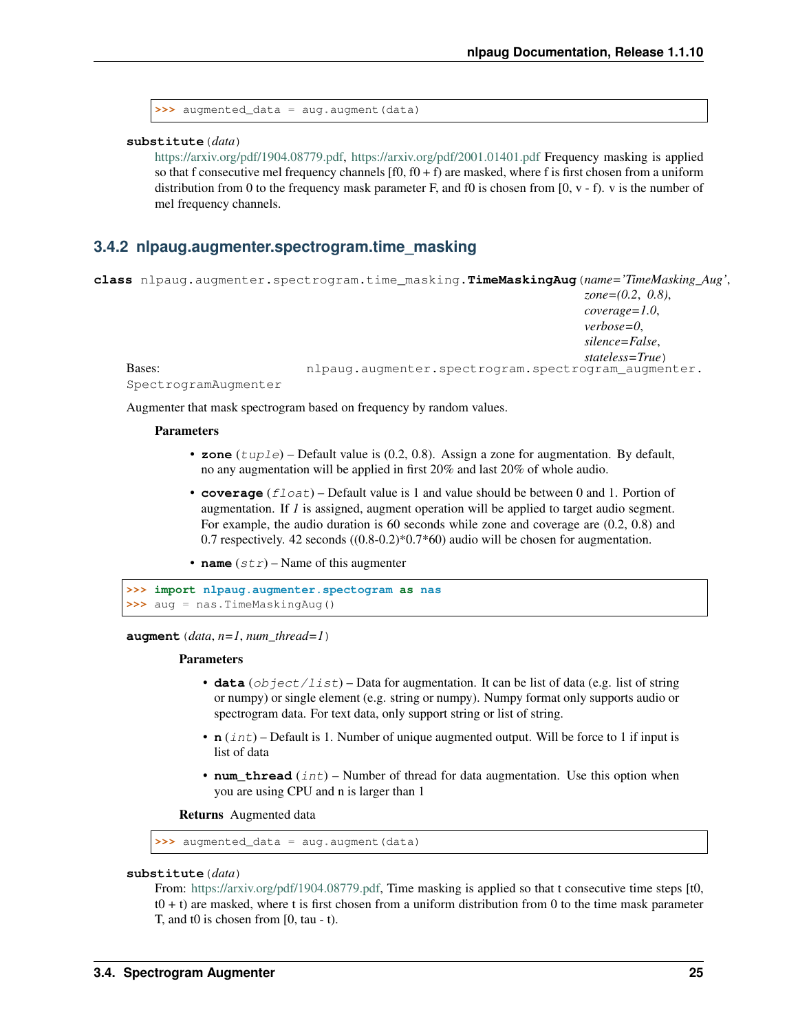```
>>> augmented_data = aug.augment(data)
```

**substitute**(*data*)

https://arxiv.org/pdf/1904.08779.pdf, https://arxiv.org/pdf/2001.01401.pdf Frequency masking is applied so that f consecutive mel frequency channels [f0, f0 + f) are masked, where f is first chosen from a uniform distribution from 0 to the frequency mask parameter F, and f0 is chosen from [0, v - f). v is the number of mel frequency channels.

### 3.4.2 nlpaug.augmenter.spectrogram.time_masking

**class** nlpaug.augmenter.spectrogram.time_masking.**TimeMaskingAug**(*name='TimeMasking_Aug'*, *zone=(0.2, 0.8)*, *coverage=1.0*, *verbose=0*, *silence=False*, *stateless=True*)

Bases: nlpaug.augmenter.spectrogram.spectrogram_augmenter.SpectrogramAugmenter

Augmenter that mask spectrogram based on frequency by random values.

**Parameters**

- **zone** (*tuple*) – Default value is (0.2, 0.8). Assign a zone for augmentation. By default, no any augmentation will be applied in first 20% and last 20% of whole audio.
- **coverage** (*float*) – Default value is 1 and value should be between 0 and 1. Portion of augmentation. If *1* is assigned, augment operation will be applied to target audio segment. For example, the audio duration is 60 seconds while zone and coverage are (0.2, 0.8) and 0.7 respectively. 42 seconds ((0.8-0.2)*0.7*60) audio will be chosen for augmentation.
- **name** (*str*) – Name of this augmenter

```
>>> import nlpaug.augmenter.spectogram as nas
>>> aug = nas.TimeMaskingAug()
```

**augment**(*data*, *n=1*, *num_thread=1*)

**Parameters**

- **data** (*object/list*) – Data for augmentation. It can be list of data (e.g. list of string or numpy) or single element (e.g. string or numpy). Numpy format only supports audio or spectrogram data. For text data, only support string or list of string.
- **n** (*int*) – Default is 1. Number of unique augmented output. Will be force to 1 if input is list of data
- **num_thread** (*int*) – Number of thread for data augmentation. Use this option when you are using CPU and n is larger than 1

**Returns** Augmented data

```
>>> augmented_data = aug.augment(data)
```

**substitute**(*data*)

From: https://arxiv.org/pdf/1904.08779.pdf, Time masking is applied so that t consecutive time steps [t0, t0 + t) are masked, where t is first chosen from a uniform distribution from 0 to the time mask parameter T, and t0 is chosen from [0, tau - t).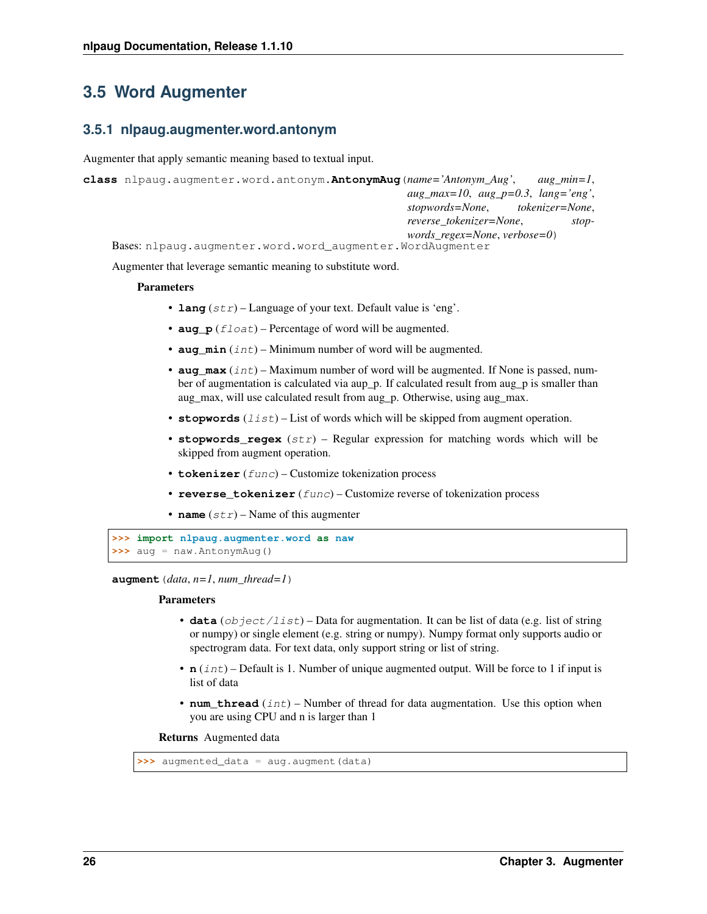## 3.5 Word Augmenter

### 3.5.1 nlpaug.augmenter.word.antonym

Augmenter that apply semantic meaning based to textual input.

**class** nlpaug.augmenter.word.antonym.**AntonymAug**(*name='Antonym_Aug'*, *aug_min=1*, *aug_max=10*, *aug_p=0.3*, *lang='eng'*, *stopwords=None*, *tokenizer=None*, *reverse_tokenizer=None*, *stopwords_regex=None*, *verbose=0*)

Bases: nlpaug.augmenter.word.word_augmenter.WordAugmenter

Augmenter that leverage semantic meaning to substitute word.

**Parameters**

- **lang** (*str*) – Language of your text. Default value is 'eng'.
- **aug_p** (*float*) – Percentage of word will be augmented.
- **aug_min** (*int*) – Minimum number of word will be augmented.
- **aug_max** (*int*) – Maximum number of word will be augmented. If None is passed, number of augmentation is calculated via aup_p. If calculated result from aug_p is smaller than aug_max, will use calculated result from aug_p. Otherwise, using aug_max.
- **stopwords** (*list*) – List of words which will be skipped from augment operation.
- **stopwords_regex** (*str*) – Regular expression for matching words which will be skipped from augment operation.
- **tokenizer** (*func*) – Customize tokenization process
- **reverse_tokenizer** (*func*) – Customize reverse of tokenization process
- **name** (*str*) – Name of this augmenter

```
>>> import nlpaug.augmenter.word as naw
>>> aug = naw.AntonymAug()
```

**augment**(*data*, *n=1*, *num_thread=1*)

**Parameters**

- **data** (*object/list*) – Data for augmentation. It can be list of data (e.g. list of string or numpy) or single element (e.g. string or numpy). Numpy format only supports audio or spectrogram data. For text data, only support string or list of string.
- **n** (*int*) – Default is 1. Number of unique augmented output. Will be force to 1 if input is list of data
- **num_thread** (*int*) – Number of thread for data augmentation. Use this option when you are using CPU and n is larger than 1

**Returns** Augmented data

```
>>> augmented_data = aug.augment(data)
```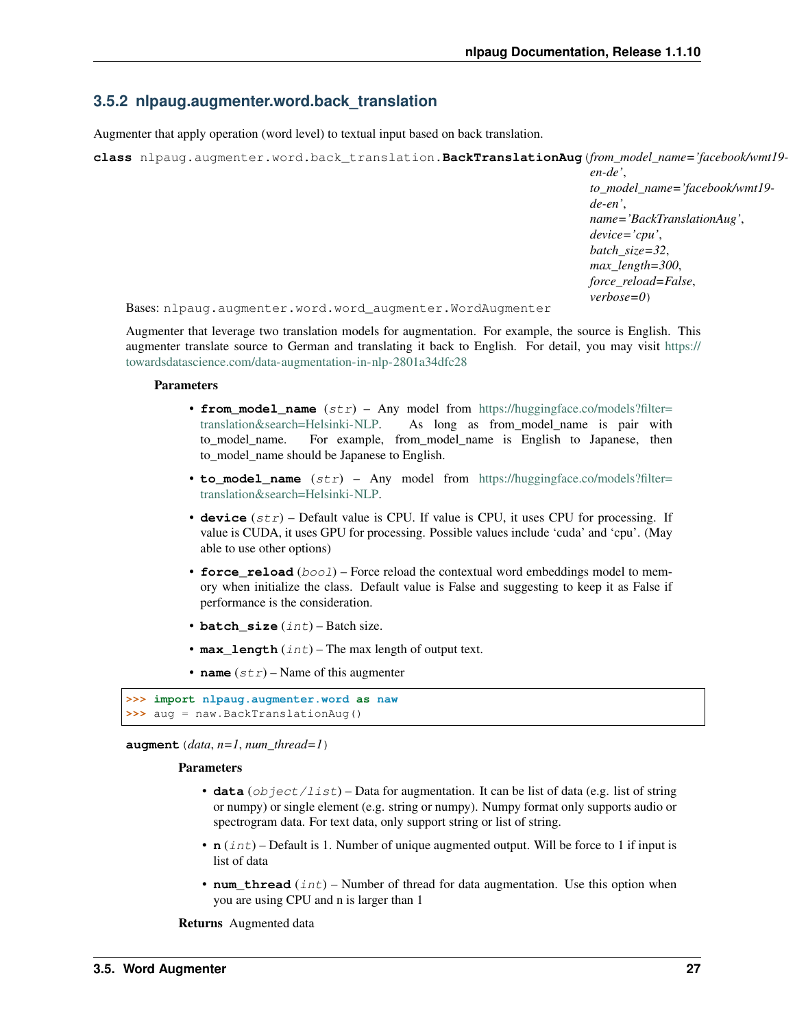### 3.5.2 nlpaug.augmenter.word.back_translation

Augmenter that apply operation (word level) to textual input based on back translation.

**class** nlpaug.augmenter.word.back_translation.**BackTranslationAug**(*from_model_name='facebook/wmt19-en-de'*, *to_model_name='facebook/wmt19-de-en'*, *name='BackTranslationAug'*, *device='cpu'*, *batch_size=32*, *max_length=300*, *force_reload=False*, *verbose=0*)

Bases: nlpaug.augmenter.word.word_augmenter.WordAugmenter

Augmenter that leverage two translation models for augmentation. For example, the source is English. This augmenter translate source to German and translating it back to English. For detail, you may visit https://towardsdatascience.com/data-augmentation-in-nlp-2801a34dfc28

**Parameters**

- **from_model_name** (*str*) – Any model from https://huggingface.co/models?filter=translation&search=Helsinki-NLP. As long as from_model_name is pair with to_model_name. For example, from_model_name is English to Japanese, then to_model_name should be Japanese to English.
- **to_model_name** (*str*) – Any model from https://huggingface.co/models?filter=translation&search=Helsinki-NLP.
- **device** (*str*) – Default value is CPU. If value is CPU, it uses CPU for processing. If value is CUDA, it uses GPU for processing. Possible values include 'cuda' and 'cpu'. (May able to use other options)
- **force_reload** (*bool*) – Force reload the contextual word embeddings model to memory when initialize the class. Default value is False and suggesting to keep it as False if performance is the consideration.
- **batch_size** (*int*) – Batch size.
- **max_length** (*int*) – The max length of output text.
- **name** (*str*) – Name of this augmenter

```
>>> import nlpaug.augmenter.word as naw
>>> aug = naw.BackTranslationAug()
```

**augment**(*data*, *n=1*, *num_thread=1*)

**Parameters**

- **data** (*object/list*) – Data for augmentation. It can be list of data (e.g. list of string or numpy) or single element (e.g. string or numpy). Numpy format only supports audio or spectrogram data. For text data, only support string or list of string.
- **n** (*int*) – Default is 1. Number of unique augmented output. Will be force to 1 if input is list of data
- **num_thread** (*int*) – Number of thread for data augmentation. Use this option when you are using CPU and n is larger than 1

**Returns** Augmented data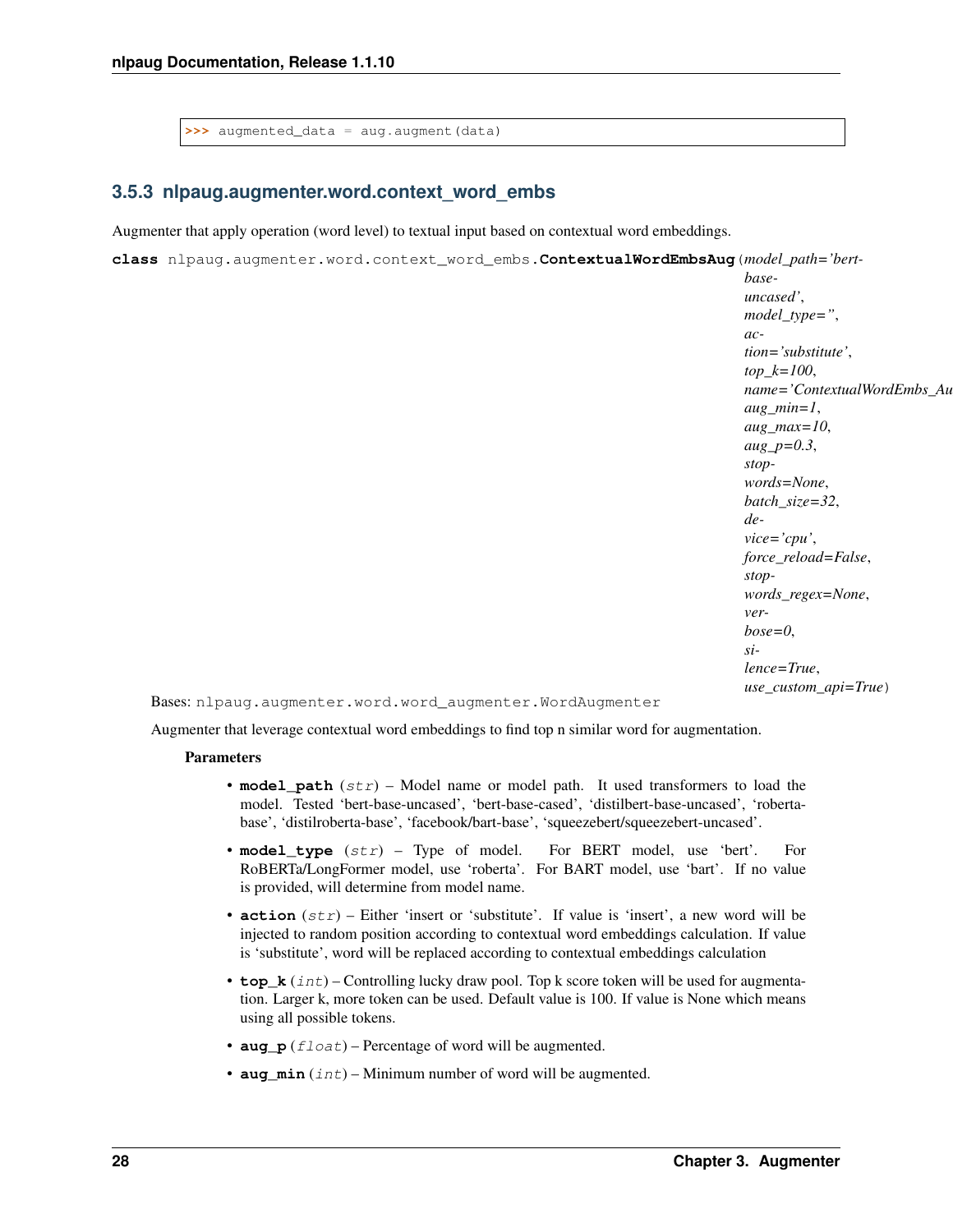```
>>> augmented_data = aug.augment(data)
```

### 3.5.3 nlpaug.augmenter.word.context_word_embs

Augmenter that apply operation (word level) to textual input based on contextual word embeddings.

**class** nlpaug.augmenter.word.context_word_embs.**ContextualWordEmbsAug**(*model_path='bert-base-uncased'*, *model_type=''*, *action='substitute'*, *top_k=100*, *name='ContextualWordEmbs_Au*, *aug_min=1*, *aug_max=10*, *aug_p=0.3*, *stopwords=None*, *batch_size=32*, *device='cpu'*, *force_reload=False*, *stopwords_regex=None*, *verbose=0*, *silence=True*, *use_custom_api=True*)

Bases: nlpaug.augmenter.word.word_augmenter.WordAugmenter

Augmenter that leverage contextual word embeddings to find top n similar word for augmentation.

**Parameters**

- **model_path** (*str*) – Model name or model path. It used transformers to load the model. Tested 'bert-base-uncased', 'bert-base-cased', 'distilbert-base-uncased', 'roberta-base', 'distilroberta-base', 'facebook/bart-base', 'squeezebert/squeezebert-uncased'.
- **model_type** (*str*) – Type of model. For BERT model, use 'bert'. For RoBERTa/LongFormer model, use 'roberta'. For BART model, use 'bart'. If no value is provided, will determine from model name.
- **action** (*str*) – Either 'insert or 'substitute'. If value is 'insert', a new word will be injected to random position according to contextual word embeddings calculation. If value is 'substitute', word will be replaced according to contextual embeddings calculation
- **top_k** (*int*) – Controlling lucky draw pool. Top k score token will be used for augmentation. Larger k, more token can be used. Default value is 100. If value is None which means using all possible tokens.
- **aug_p** (*float*) – Percentage of word will be augmented.
- **aug_min** (*int*) – Minimum number of word will be augmented.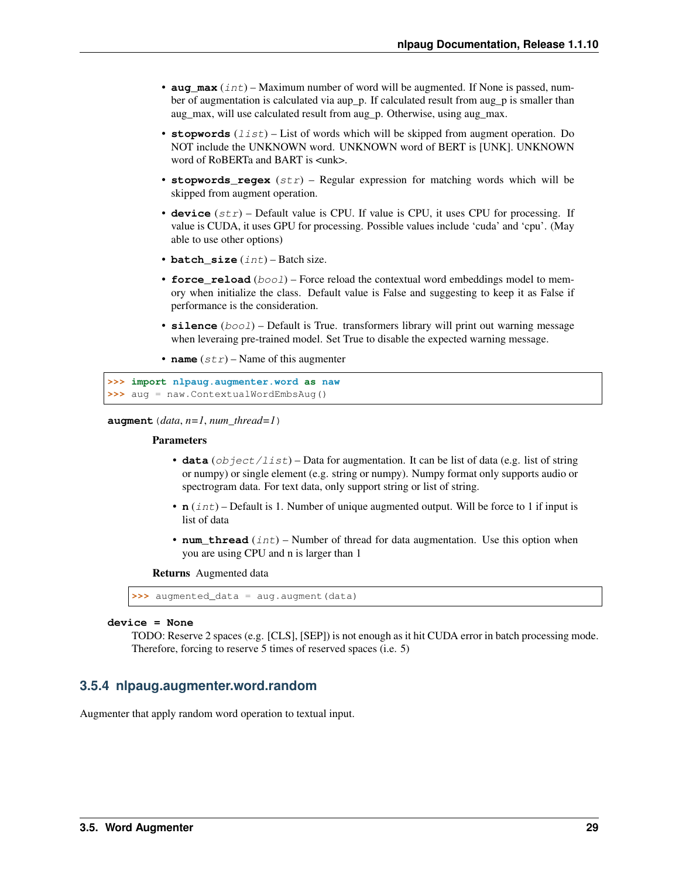- **aug_max** (*int*) – Maximum number of word will be augmented. If None is passed, number of augmentation is calculated via aup_p. If calculated result from aug_p is smaller than aug_max, will use calculated result from aug_p. Otherwise, using aug_max.
- **stopwords** (*list*) – List of words which will be skipped from augment operation. Do NOT include the UNKNOWN word. UNKNOWN word of BERT is [UNK]. UNKNOWN word of RoBERTa and BART is <unk>.
- **stopwords_regex** (*str*) – Regular expression for matching words which will be skipped from augment operation.
- **device** (*str*) – Default value is CPU. If value is CPU, it uses CPU for processing. If value is CUDA, it uses GPU for processing. Possible values include 'cuda' and 'cpu'. (May able to use other options)
- **batch_size** (*int*) – Batch size.
- **force_reload** (*bool*) – Force reload the contextual word embeddings model to memory when initialize the class. Default value is False and suggesting to keep it as False if performance is the consideration.
- **silence** (*bool*) – Default is True. transformers library will print out warning message when leveraing pre-trained model. Set True to disable the expected warning message.
- **name** (*str*) – Name of this augmenter

```
>>> import nlpaug.augmenter.word as naw
>>> aug = naw.ContextualWordEmbsAug()
```

**augment** (*data*, *n=1*, *num_thread=1*)

**Parameters**

- **data** (*object/list*) – Data for augmentation. It can be list of data (e.g. list of string or numpy) or single element (e.g. string or numpy). Numpy format only supports audio or spectrogram data. For text data, only support string or list of string.
- **n** (*int*) – Default is 1. Number of unique augmented output. Will be force to 1 if input is list of data
- **num_thread** (*int*) – Number of thread for data augmentation. Use this option when you are using CPU and n is larger than 1

**Returns** Augmented data

```
>>> augmented_data = aug.augment(data)
```

**device = None**

TODO: Reserve 2 spaces (e.g. [CLS], [SEP]) is not enough as it hit CUDA error in batch processing mode. Therefore, forcing to reserve 5 times of reserved spaces (i.e. 5)

### 3.5.4 nlpaug.augmenter.word.random

Augmenter that apply random word operation to textual input.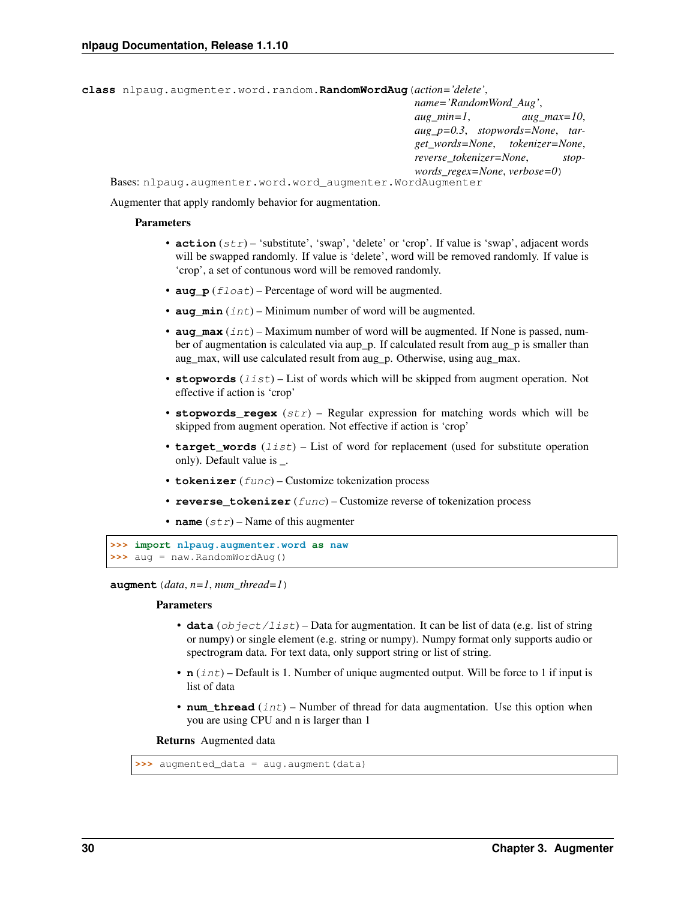**class** nlpaug.augmenter.word.random.**RandomWordAug**(*action='delete'*, *name='RandomWord_Aug'*, *aug_min=1*, *aug_max=10*, *aug_p=0.3*, *stopwords=None*, *target_words=None*, *tokenizer=None*, *reverse_tokenizer=None*, *stopwords_regex=None*, *verbose=0*)

Bases: nlpaug.augmenter.word.word_augmenter.WordAugmenter

Augmenter that apply randomly behavior for augmentation.

**Parameters**

- **action** (*str*) – 'substitute', 'swap', 'delete' or 'crop'. If value is 'swap', adjacent words will be swapped randomly. If value is 'delete', word will be removed randomly. If value is 'crop', a set of contunous word will be removed randomly.
- **aug_p** (*float*) – Percentage of word will be augmented.
- **aug_min** (*int*) – Minimum number of word will be augmented.
- **aug_max** (*int*) – Maximum number of word will be augmented. If None is passed, number of augmentation is calculated via aup_p. If calculated result from aug_p is smaller than aug_max, will use calculated result from aug_p. Otherwise, using aug_max.
- **stopwords** (*list*) – List of words which will be skipped from augment operation. Not effective if action is 'crop'
- **stopwords_regex** (*str*) – Regular expression for matching words which will be skipped from augment operation. Not effective if action is 'crop'
- **target_words** (*list*) – List of word for replacement (used for substitute operation only). Default value is _.
- **tokenizer** (*func*) – Customize tokenization process
- **reverse_tokenizer** (*func*) – Customize reverse of tokenization process
- **name** (*str*) – Name of this augmenter

```
>>> import nlpaug.augmenter.word as naw
>>> aug = naw.RandomWordAug()
```

**augment**(*data*, *n=1*, *num_thread=1*)

**Parameters**

- **data** (*object/list*) – Data for augmentation. It can be list of data (e.g. list of string or numpy) or single element (e.g. string or numpy). Numpy format only supports audio or spectrogram data. For text data, only support string or list of string.
- **n** (*int*) – Default is 1. Number of unique augmented output. Will be force to 1 if input is list of data
- **num_thread** (*int*) – Number of thread for data augmentation. Use this option when you are using CPU and n is larger than 1

**Returns** Augmented data

```
>>> augmented_data = aug.augment(data)
```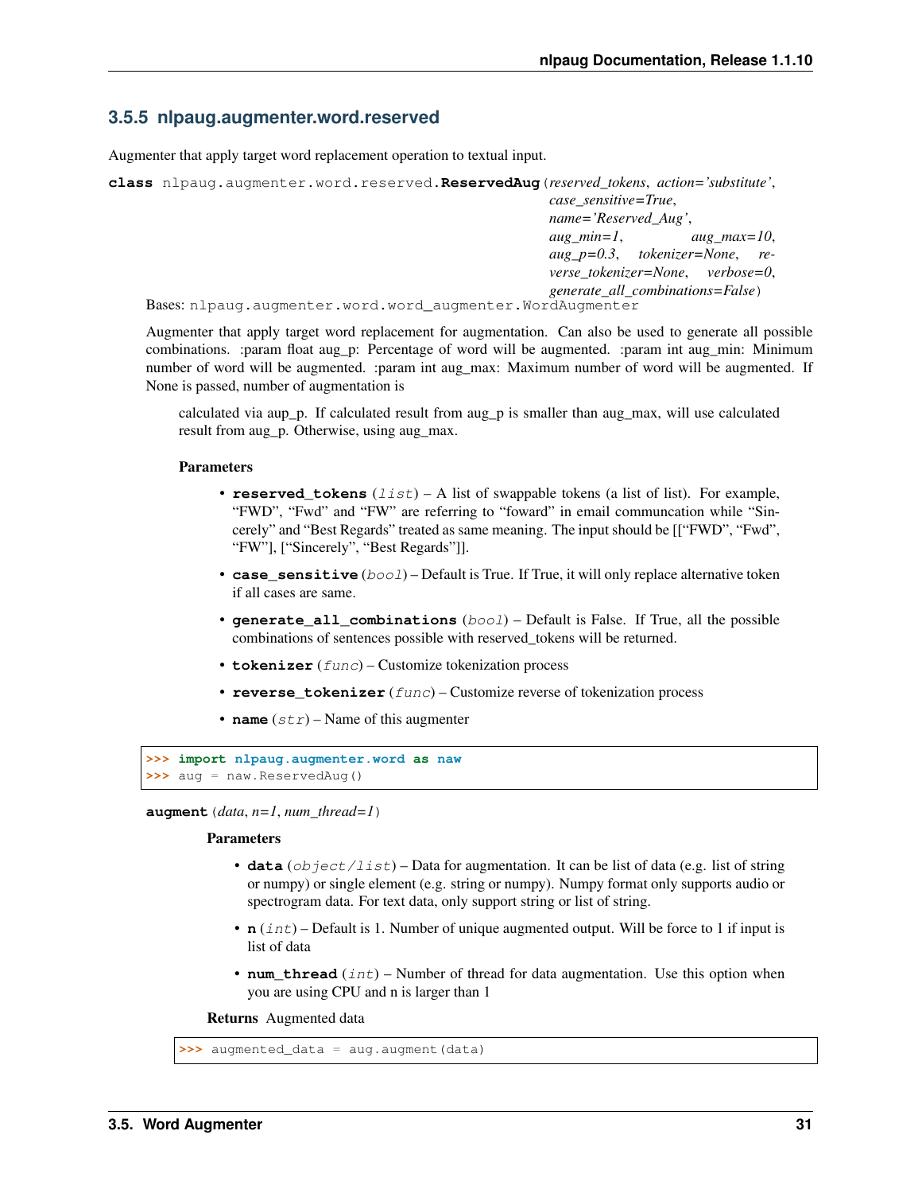### 3.5.5 nlpaug.augmenter.word.reserved

Augmenter that apply target word replacement operation to textual input.

**class** nlpaug.augmenter.word.reserved.**ReservedAug**(*reserved_tokens*, *action='substitute'*, *case_sensitive=True*, *name='Reserved_Aug'*, *aug_min=1*, *aug_max=10*, *aug_p=0.3*, *tokenizer=None*, *reverse_tokenizer=None*, *verbose=0*, *generate_all_combinations=False*)

Bases: nlpaug.augmenter.word.word_augmenter.WordAugmenter

Augmenter that apply target word replacement for augmentation. Can also be used to generate all possible combinations. :param float aug_p: Percentage of word will be augmented. :param int aug_min: Minimum number of word will be augmented. :param int aug_max: Maximum number of word will be augmented. If None is passed, number of augmentation is

calculated via aup_p. If calculated result from aug_p is smaller than aug_max, will use calculated result from aug_p. Otherwise, using aug_max.

**Parameters**

- **reserved_tokens** (*list*) – A list of swappable tokens (a list of list). For example, "FWD", "Fwd" and "FW" are referring to "foward" in email communcation while "Sincerely" and "Best Regards" treated as same meaning. The input should be [["FWD", "Fwd", "FW"], ["Sincerely", "Best Regards"]].
- **case_sensitive** (*bool*) – Default is True. If True, it will only replace alternative token if all cases are same.
- **generate_all_combinations** (*bool*) – Default is False. If True, all the possible combinations of sentences possible with reserved_tokens will be returned.
- **tokenizer** (*func*) – Customize tokenization process
- **reverse_tokenizer** (*func*) – Customize reverse of tokenization process
- **name** (*str*) – Name of this augmenter

```
>>> import nlpaug.augmenter.word as naw
>>> aug = naw.ReservedAug()
```

**augment**(*data*, *n=1*, *num_thread=1*)

**Parameters**

- **data** (*object/list*) – Data for augmentation. It can be list of data (e.g. list of string or numpy) or single element (e.g. string or numpy). Numpy format only supports audio or spectrogram data. For text data, only support string or list of string.
- **n** (*int*) – Default is 1. Number of unique augmented output. Will be force to 1 if input is list of data
- **num_thread** (*int*) – Number of thread for data augmentation. Use this option when you are using CPU and n is larger than 1

**Returns** Augmented data

```
>>> augmented_data = aug.augment(data)
```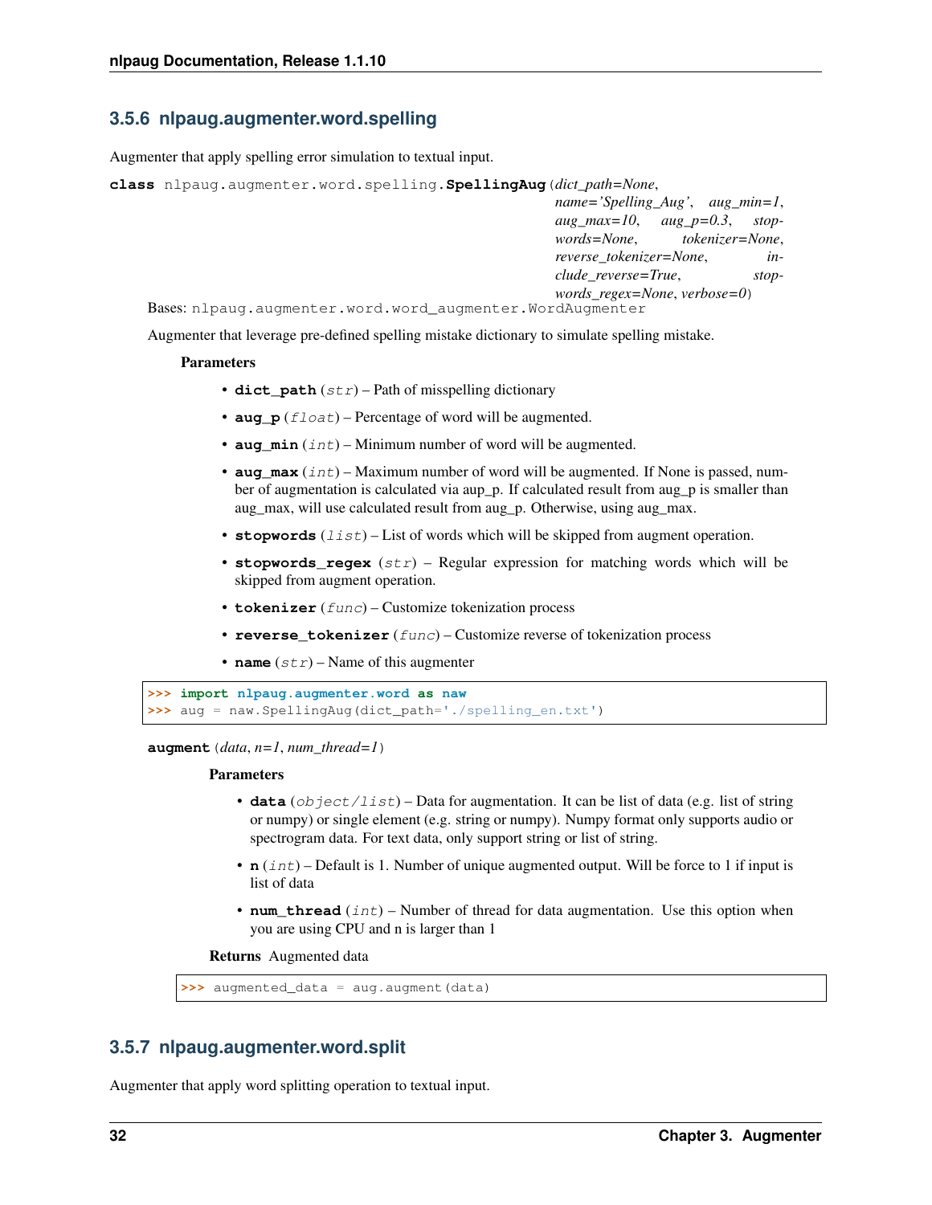### 3.5.6 nlpaug.augmenter.word.spelling

Augmenter that apply spelling error simulation to textual input.

**class** nlpaug.augmenter.word.spelling.**SpellingAug**(*dict_path=None, name='Spelling_Aug', aug_min=1, aug_max=10, aug_p=0.3, stopwords=None, tokenizer=None, reverse_tokenizer=None, include_reverse=True, stopwords_regex=None, verbose=0*)

Bases: nlpaug.augmenter.word.word_augmenter.WordAugmenter

Augmenter that leverage pre-defined spelling mistake dictionary to simulate spelling mistake.

**Parameters**

- **dict_path** (*str*) – Path of misspelling dictionary
- **aug_p** (*float*) – Percentage of word will be augmented.
- **aug_min** (*int*) – Minimum number of word will be augmented.
- **aug_max** (*int*) – Maximum number of word will be augmented. If None is passed, number of augmentation is calculated via aup_p. If calculated result from aug_p is smaller than aug_max, will use calculated result from aug_p. Otherwise, using aug_max.
- **stopwords** (*list*) – List of words which will be skipped from augment operation.
- **stopwords_regex** (*str*) – Regular expression for matching words which will be skipped from augment operation.
- **tokenizer** (*func*) – Customize tokenization process
- **reverse_tokenizer** (*func*) – Customize reverse of tokenization process
- **name** (*str*) – Name of this augmenter

```
>>> import nlpaug.augmenter.word as naw
>>> aug = naw.SpellingAug(dict_path='./spelling_en.txt')
```

**augment**(*data, n=1, num_thread=1*)

**Parameters**

- **data** (*object/list*) – Data for augmentation. It can be list of data (e.g. list of string or numpy) or single element (e.g. string or numpy). Numpy format only supports audio or spectrogram data. For text data, only support string or list of string.
- **n** (*int*) – Default is 1. Number of unique augmented output. Will be force to 1 if input is list of data
- **num_thread** (*int*) – Number of thread for data augmentation. Use this option when you are using CPU and n is larger than 1

**Returns** Augmented data

```
>>> augmented_data = aug.augment(data)
```

### 3.5.7 nlpaug.augmenter.word.split

Augmenter that apply word splitting operation to textual input.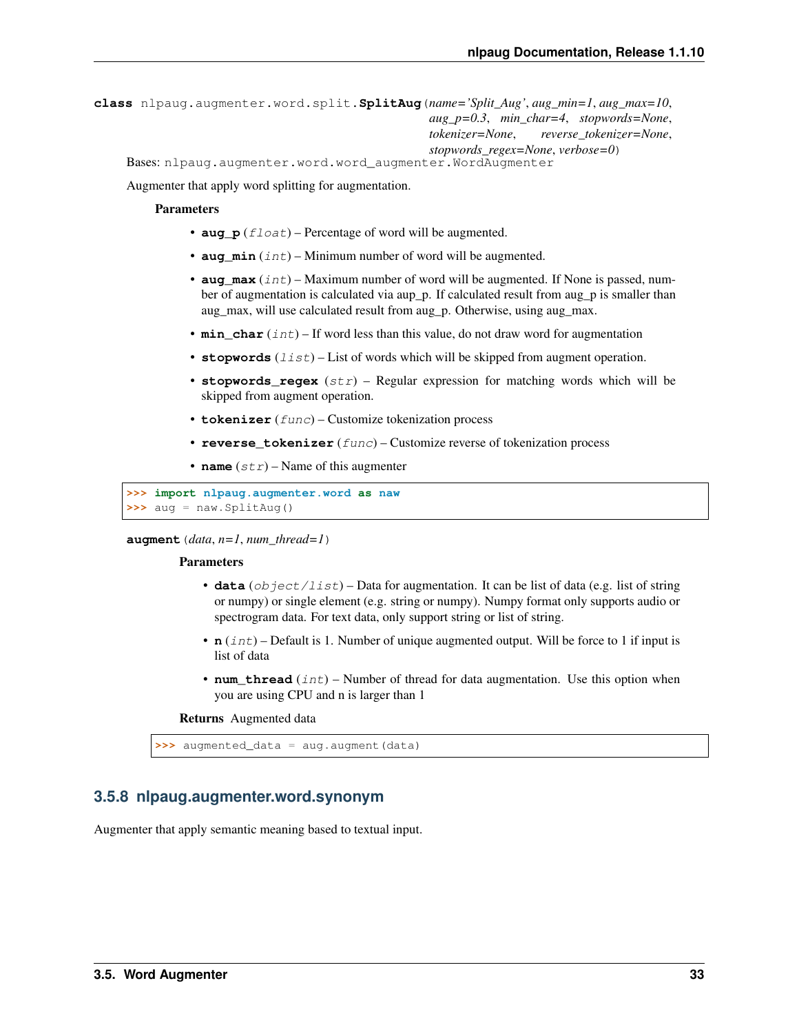**class** nlpaug.augmenter.word.split.**SplitAug**(*name='Split_Aug'*, *aug_min=1*, *aug_max=10*, *aug_p=0.3*, *min_char=4*, *stopwords=None*, *tokenizer=None*, *reverse_tokenizer=None*, *stopwords_regex=None*, *verbose=0*)

Bases: nlpaug.augmenter.word.word_augmenter.WordAugmenter

Augmenter that apply word splitting for augmentation.

**Parameters**

- **aug_p** (*float*) – Percentage of word will be augmented.
- **aug_min** (*int*) – Minimum number of word will be augmented.
- **aug_max** (*int*) – Maximum number of word will be augmented. If None is passed, number of augmentation is calculated via aup_p. If calculated result from aug_p is smaller than aug_max, will use calculated result from aug_p. Otherwise, using aug_max.
- **min_char** (*int*) – If word less than this value, do not draw word for augmentation
- **stopwords** (*list*) – List of words which will be skipped from augment operation.
- **stopwords_regex** (*str*) – Regular expression for matching words which will be skipped from augment operation.
- **tokenizer** (*func*) – Customize tokenization process
- **reverse_tokenizer** (*func*) – Customize reverse of tokenization process
- **name** (*str*) – Name of this augmenter

```
>>> import nlpaug.augmenter.word as naw
>>> aug = naw.SplitAug()
```

**augment**(*data*, *n=1*, *num_thread=1*)

**Parameters**

- **data** (*object/list*) – Data for augmentation. It can be list of data (e.g. list of string or numpy) or single element (e.g. string or numpy). Numpy format only supports audio or spectrogram data. For text data, only support string or list of string.
- **n** (*int*) – Default is 1. Number of unique augmented output. Will be force to 1 if input is list of data
- **num_thread** (*int*) – Number of thread for data augmentation. Use this option when you are using CPU and n is larger than 1

**Returns** Augmented data

```
>>> augmented_data = aug.augment(data)
```

### 3.5.8 nlpaug.augmenter.word.synonym

Augmenter that apply semantic meaning based to textual input.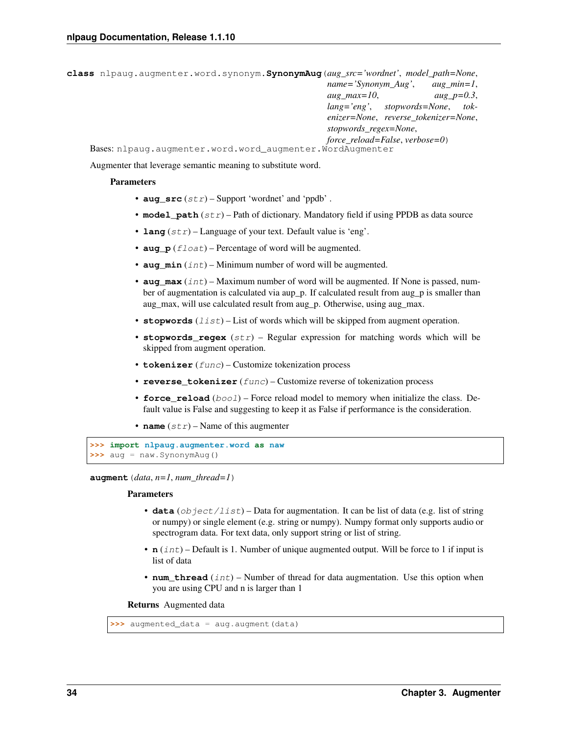**class** nlpaug.augmenter.word.synonym.**SynonymAug**(*aug_src='wordnet'*, *model_path=None*, *name='Synonym_Aug'*, *aug_min=1*, *aug_max=10*, *aug_p=0.3*, *lang='eng'*, *stopwords=None*, *tokenizer=None*, *reverse_tokenizer=None*, *stopwords_regex=None*, *force_reload=False*, *verbose=0*)

Bases: nlpaug.augmenter.word.word_augmenter.WordAugmenter

Augmenter that leverage semantic meaning to substitute word.

**Parameters**

- **aug_src** (*str*) – Support 'wordnet' and 'ppdb' .
- **model_path** (*str*) – Path of dictionary. Mandatory field if using PPDB as data source
- **lang** (*str*) – Language of your text. Default value is 'eng'.
- **aug_p** (*float*) – Percentage of word will be augmented.
- **aug_min** (*int*) – Minimum number of word will be augmented.
- **aug_max** (*int*) – Maximum number of word will be augmented. If None is passed, number of augmentation is calculated via aup_p. If calculated result from aug_p is smaller than aug_max, will use calculated result from aug_p. Otherwise, using aug_max.
- **stopwords** (*list*) – List of words which will be skipped from augment operation.
- **stopwords_regex** (*str*) – Regular expression for matching words which will be skipped from augment operation.
- **tokenizer** (*func*) – Customize tokenization process
- **reverse_tokenizer** (*func*) – Customize reverse of tokenization process
- **force_reload** (*bool*) – Force reload model to memory when initialize the class. Default value is False and suggesting to keep it as False if performance is the consideration.
- **name** (*str*) – Name of this augmenter

```
>>> import nlpaug.augmenter.word as naw
>>> aug = naw.SynonymAug()
```

**augment**(*data*, *n=1*, *num_thread=1*)

**Parameters**

- **data** (*object/list*) – Data for augmentation. It can be list of data (e.g. list of string or numpy) or single element (e.g. string or numpy). Numpy format only supports audio or spectrogram data. For text data, only support string or list of string.
- **n** (*int*) – Default is 1. Number of unique augmented output. Will be force to 1 if input is list of data
- **num_thread** (*int*) – Number of thread for data augmentation. Use this option when you are using CPU and n is larger than 1

**Returns** Augmented data

```
>>> augmented_data = aug.augment(data)
```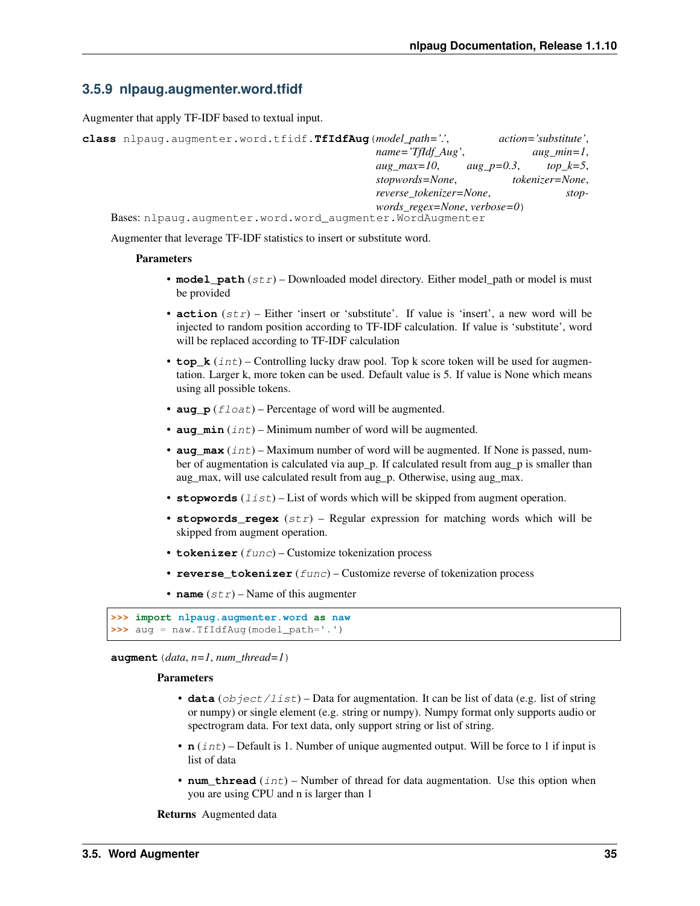### 3.5.9 nlpaug.augmenter.word.tfidf

Augmenter that apply TF-IDF based to textual input.

**class** nlpaug.augmenter.word.tfidf.**TfIdfAug**(*model_path='.'*, *action='substitute'*, *name='TfIdf_Aug'*, *aug_min=1*, *aug_max=10*, *aug_p=0.3*, *top_k=5*, *stopwords=None*, *tokenizer=None*, *reverse_tokenizer=None*, *stopwords_regex=None*, *verbose=0*)

Bases: nlpaug.augmenter.word.word_augmenter.WordAugmenter

Augmenter that leverage TF-IDF statistics to insert or substitute word.

**Parameters**

- **model_path** (*str*) – Downloaded model directory. Either model_path or model is must be provided
- **action** (*str*) – Either 'insert or 'substitute'. If value is 'insert', a new word will be injected to random position according to TF-IDF calculation. If value is 'substitute', word will be replaced according to TF-IDF calculation
- **top_k** (*int*) – Controlling lucky draw pool. Top k score token will be used for augmentation. Larger k, more token can be used. Default value is 5. If value is None which means using all possible tokens.
- **aug_p** (*float*) – Percentage of word will be augmented.
- **aug_min** (*int*) – Minimum number of word will be augmented.
- **aug_max** (*int*) – Maximum number of word will be augmented. If None is passed, number of augmentation is calculated via aup_p. If calculated result from aug_p is smaller than aug_max, will use calculated result from aug_p. Otherwise, using aug_max.
- **stopwords** (*list*) – List of words which will be skipped from augment operation.
- **stopwords_regex** (*str*) – Regular expression for matching words which will be skipped from augment operation.
- **tokenizer** (*func*) – Customize tokenization process
- **reverse_tokenizer** (*func*) – Customize reverse of tokenization process
- **name** (*str*) – Name of this augmenter

```
>>> import nlpaug.augmenter.word as naw
>>> aug = naw.TfIdfAug(model_path='.')
```

**augment**(*data*, *n=1*, *num_thread=1*)

**Parameters**

- **data** (*object/list*) – Data for augmentation. It can be list of data (e.g. list of string or numpy) or single element (e.g. string or numpy). Numpy format only supports audio or spectrogram data. For text data, only support string or list of string.
- **n** (*int*) – Default is 1. Number of unique augmented output. Will be force to 1 if input is list of data
- **num_thread** (*int*) – Number of thread for data augmentation. Use this option when you are using CPU and n is larger than 1

**Returns** Augmented data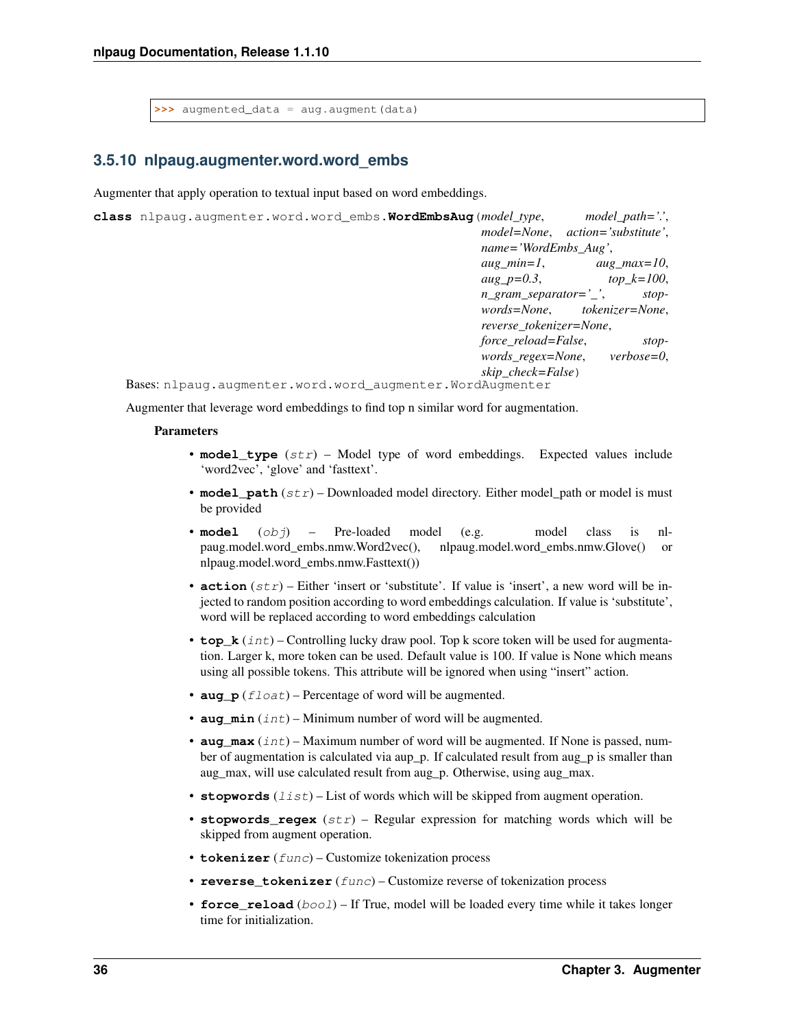```
>>> augmented_data = aug.augment(data)
```

### 3.5.10 nlpaug.augmenter.word.word_embs

Augmenter that apply operation to textual input based on word embeddings.

**class** nlpaug.augmenter.word.word_embs.**WordEmbsAug**(*model_type*, *model_path='.'*, *model=None*, *action='substitute'*, *name='WordEmbs_Aug'*, *aug_min=1*, *aug_max=10*, *aug_p=0.3*, *top_k=100*, *n_gram_separator='_'*, *stopwords=None*, *tokenizer=None*, *reverse_tokenizer=None*, *force_reload=False*, *stopwords_regex=None*, *verbose=0*, *skip_check=False*)

Bases: nlpaug.augmenter.word.word_augmenter.WordAugmenter

Augmenter that leverage word embeddings to find top n similar word for augmentation.

**Parameters**

- **model_type** (*str*) – Model type of word embeddings. Expected values include 'word2vec', 'glove' and 'fasttext'.
- **model_path** (*str*) – Downloaded model directory. Either model_path or model is must be provided
- **model** (*obj*) – Pre-loaded model (e.g. model class is nlpaug.model.word_embs.nmw.Word2vec(), nlpaug.model.word_embs.nmw.Glove() or nlpaug.model.word_embs.nmw.Fasttext())
- **action** (*str*) – Either 'insert or 'substitute'. If value is 'insert', a new word will be injected to random position according to word embeddings calculation. If value is 'substitute', word will be replaced according to word embeddings calculation
- **top_k** (*int*) – Controlling lucky draw pool. Top k score token will be used for augmentation. Larger k, more token can be used. Default value is 100. If value is None which means using all possible tokens. This attribute will be ignored when using "insert" action.
- **aug_p** (*float*) – Percentage of word will be augmented.
- **aug_min** (*int*) – Minimum number of word will be augmented.
- **aug_max** (*int*) – Maximum number of word will be augmented. If None is passed, number of augmentation is calculated via aup_p. If calculated result from aug_p is smaller than aug_max, will use calculated result from aug_p. Otherwise, using aug_max.
- **stopwords** (*list*) – List of words which will be skipped from augment operation.
- **stopwords_regex** (*str*) – Regular expression for matching words which will be skipped from augment operation.
- **tokenizer** (*func*) – Customize tokenization process
- **reverse_tokenizer** (*func*) – Customize reverse of tokenization process
- **force_reload** (*bool*) – If True, model will be loaded every time while it takes longer time for initialization.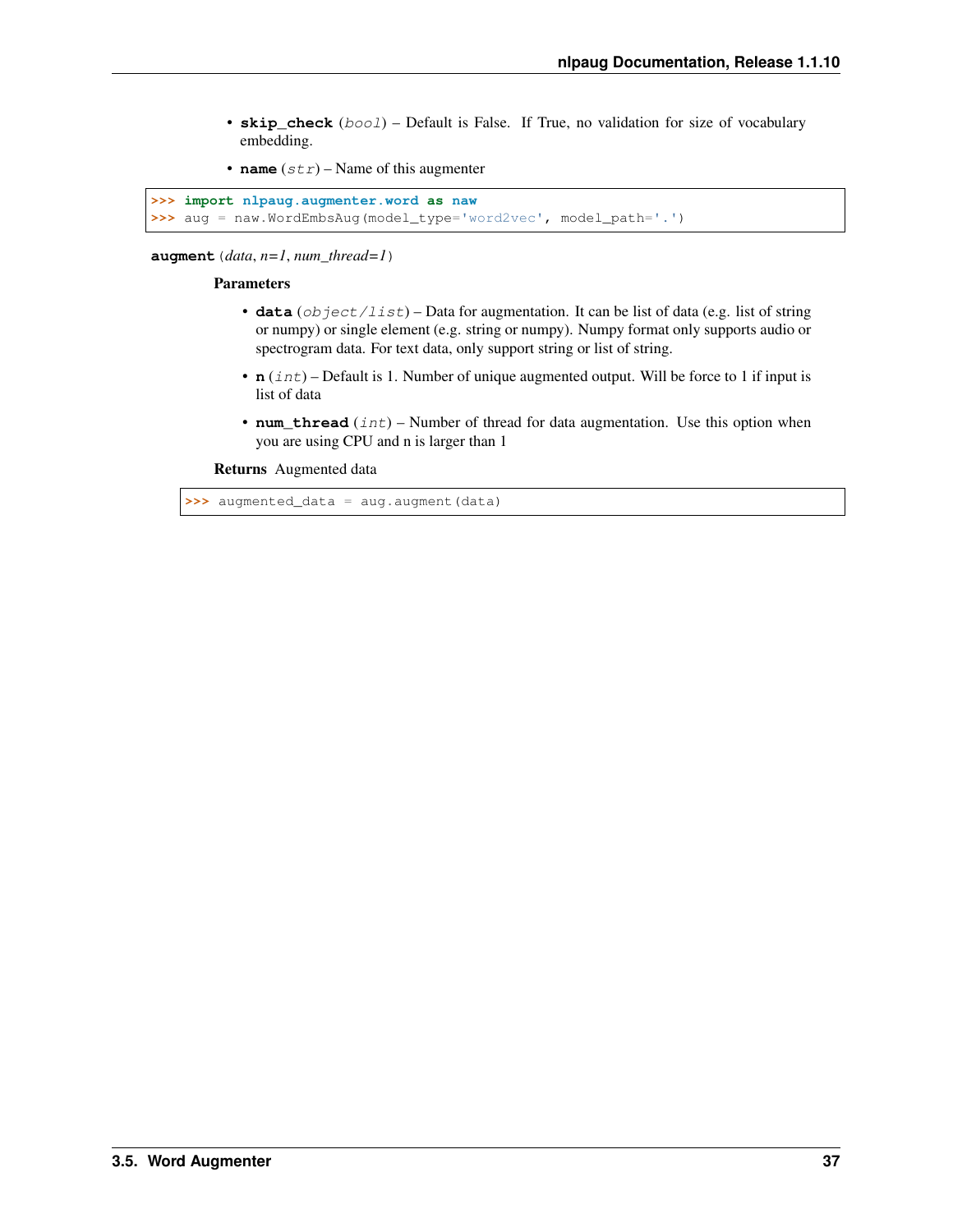- **skip_check** (*bool*) – Default is False. If True, no validation for size of vocabulary embedding.
- **name** (*str*) – Name of this augmenter

```
>>> import nlpaug.augmenter.word as naw
>>> aug = naw.WordEmbsAug(model_type='word2vec', model_path='.')
```

**augment**(*data*, *n=1*, *num_thread=1*)

**Parameters**

- **data** (*object/list*) – Data for augmentation. It can be list of data (e.g. list of string or numpy) or single element (e.g. string or numpy). Numpy format only supports audio or spectrogram data. For text data, only support string or list of string.
- **n** (*int*) – Default is 1. Number of unique augmented output. Will be force to 1 if input is list of data
- **num_thread** (*int*) – Number of thread for data augmentation. Use this option when you are using CPU and n is larger than 1

**Returns** Augmented data

```
>>> augmented_data = aug.augment(data)
```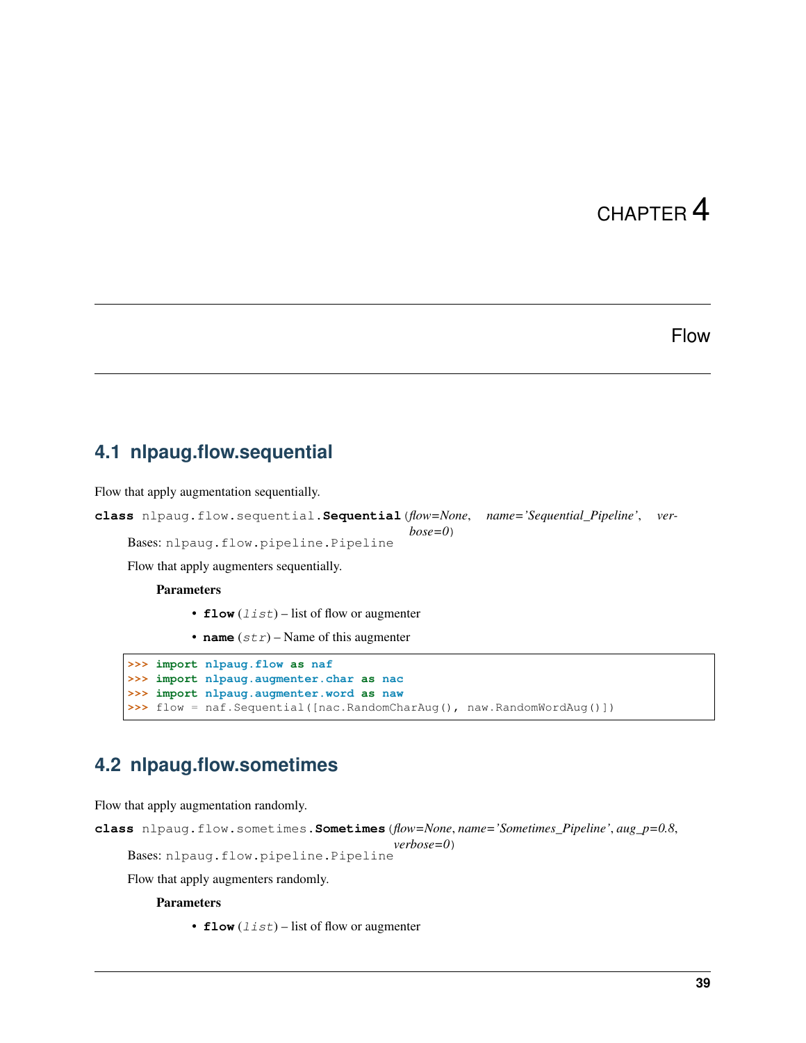# CHAPTER 4

# Flow

## 4.1 nlpaug.flow.sequential

Flow that apply augmentation sequentially.

**class** nlpaug.flow.sequential.**Sequential**(*flow=None*, *name='Sequential_Pipeline'*, *verbose=0*)

Bases: nlpaug.flow.pipeline.Pipeline

Flow that apply augmenters sequentially.

**Parameters**

- **flow** (*list*) – list of flow or augmenter
- **name** (*str*) – Name of this augmenter

```
>>> import nlpaug.flow as naf
>>> import nlpaug.augmenter.char as nac
>>> import nlpaug.augmenter.word as naw
>>> flow = naf.Sequential([nac.RandomCharAug(), naw.RandomWordAug()])
```

## 4.2 nlpaug.flow.sometimes

Flow that apply augmentation randomly.

**class** nlpaug.flow.sometimes.**Sometimes**(*flow=None*, *name='Sometimes_Pipeline'*, *aug_p=0.8*, *verbose=0*)

Bases: nlpaug.flow.pipeline.Pipeline

Flow that apply augmenters randomly.

**Parameters**

- **flow** (*list*) – list of flow or augmenter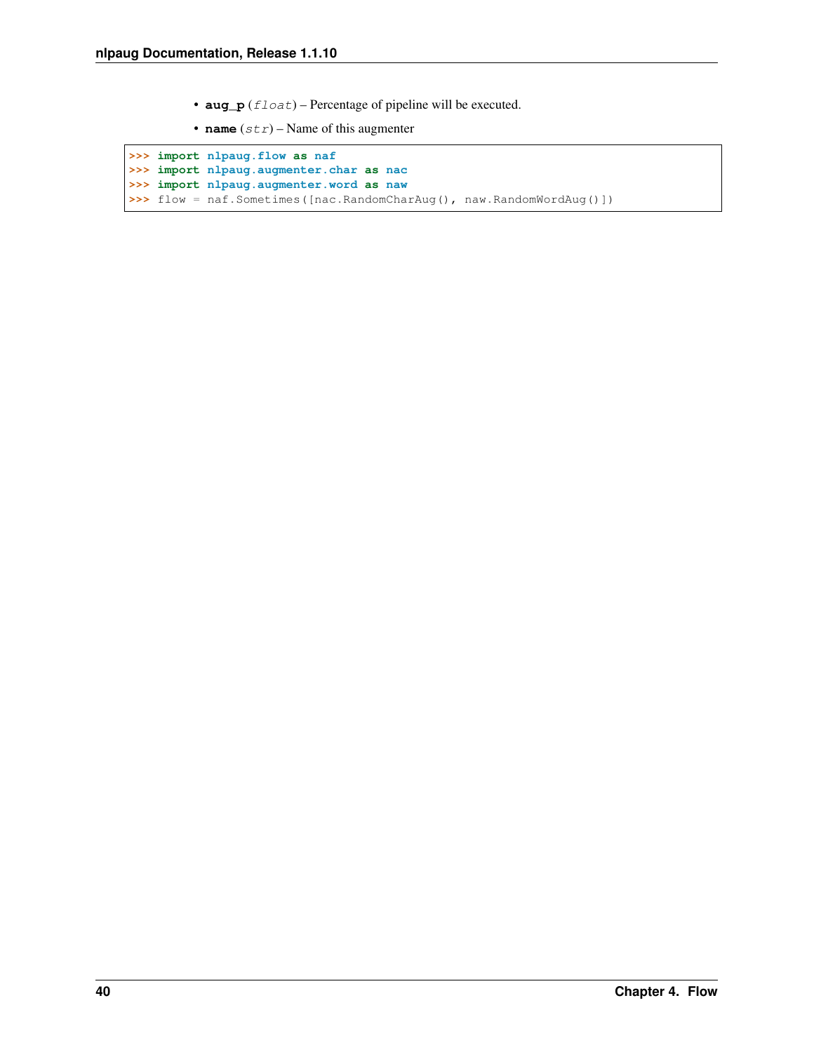- **aug_p** (*float*) – Percentage of pipeline will be executed.
- **name** (*str*) – Name of this augmenter

```
>>> import nlpaug.flow as naf
>>> import nlpaug.augmenter.char as nac
>>> import nlpaug.augmenter.word as naw
>>> flow = naf.Sometimes([nac.RandomCharAug(), naw.RandomWordAug()])
```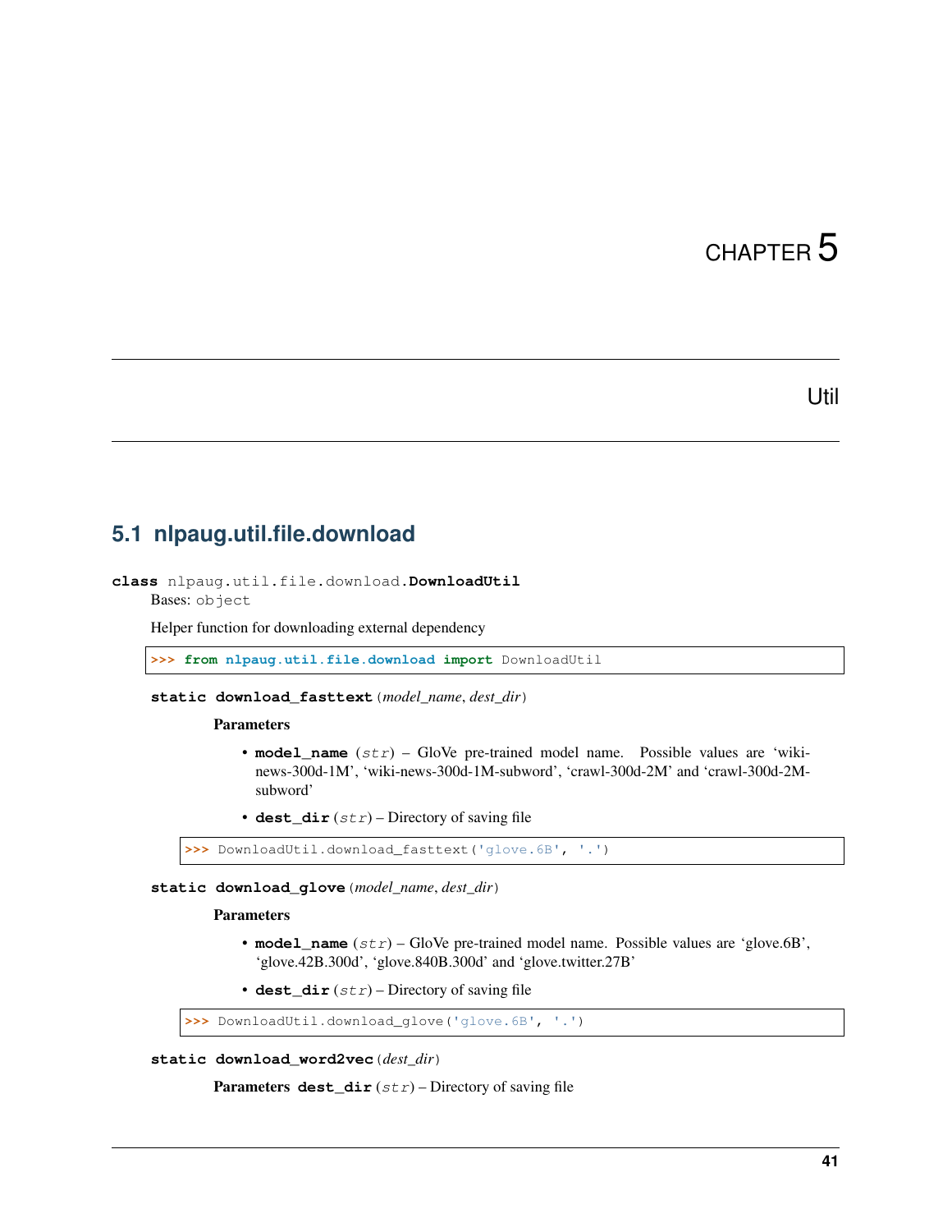# CHAPTER 5

# Util

## 5.1 nlpaug.util.file.download

**class** nlpaug.util.file.download.**DownloadUtil**

Bases: object

Helper function for downloading external dependency

```
>>> from nlpaug.util.file.download import DownloadUtil
```

**static download_fasttext**(*model_name*, *dest_dir*)

**Parameters**

- **model_name** (*str*) – GloVe pre-trained model name. Possible values are 'wiki-news-300d-1M', 'wiki-news-300d-1M-subword', 'crawl-300d-2M' and 'crawl-300d-2M-subword'
- **dest_dir** (*str*) – Directory of saving file

```
>>> DownloadUtil.download_fasttext('glove.6B', '.')
```

**static download_glove**(*model_name*, *dest_dir*)

**Parameters**

- **model_name** (*str*) – GloVe pre-trained model name. Possible values are 'glove.6B', 'glove.42B.300d', 'glove.840B.300d' and 'glove.twitter.27B'
- **dest_dir** (*str*) – Directory of saving file

```
>>> DownloadUtil.download_glove('glove.6B', '.')
```

**static download_word2vec**(*dest_dir*)

**Parameters dest_dir** (*str*) – Directory of saving file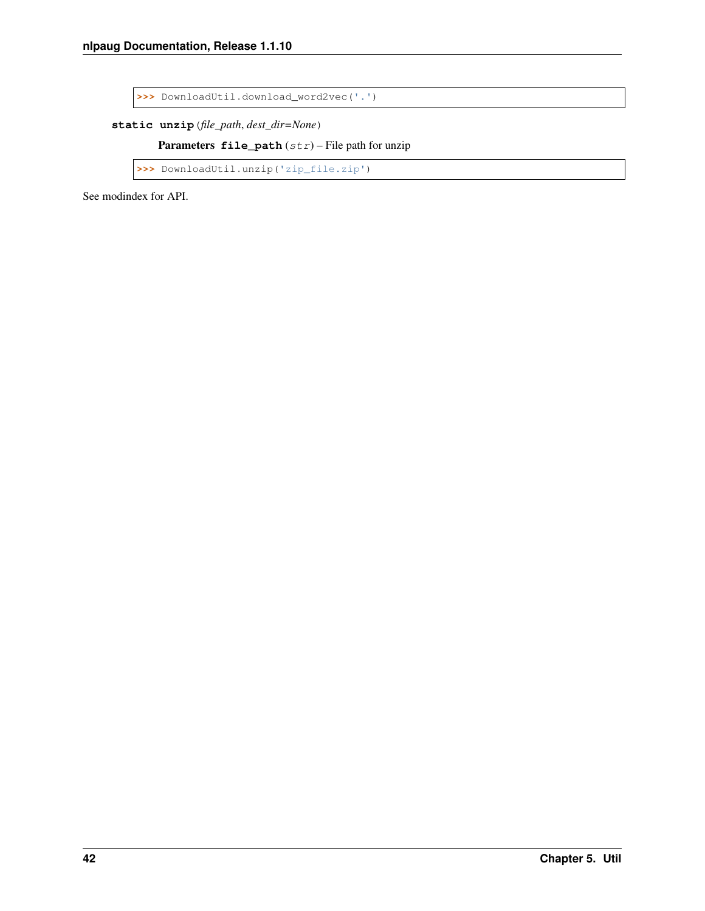```
>>> DownloadUtil.download_word2vec('.')
```

**static unzip**(*file_path*, *dest_dir=None*)

**Parameters** **file_path** (*str*) – File path for unzip

```
>>> DownloadUtil.unzip('zip_file.zip')
```

See modindex for API.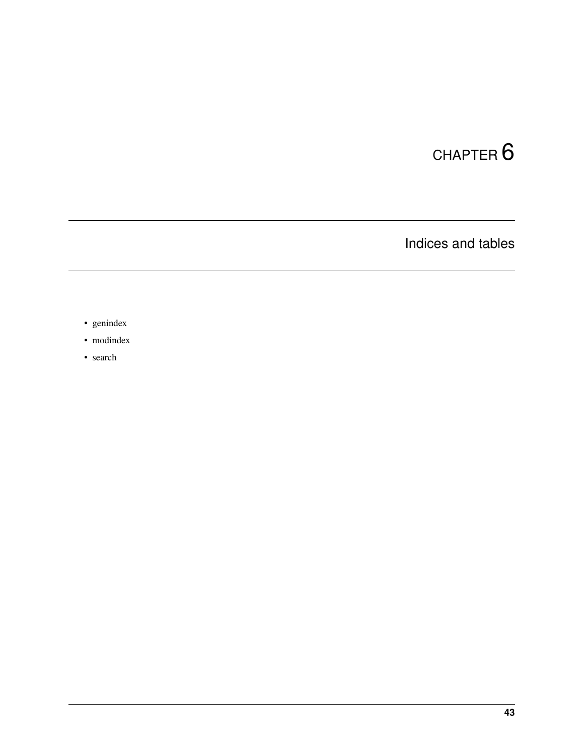# CHAPTER 6

## Indices and tables

- genindex
- modindex
- search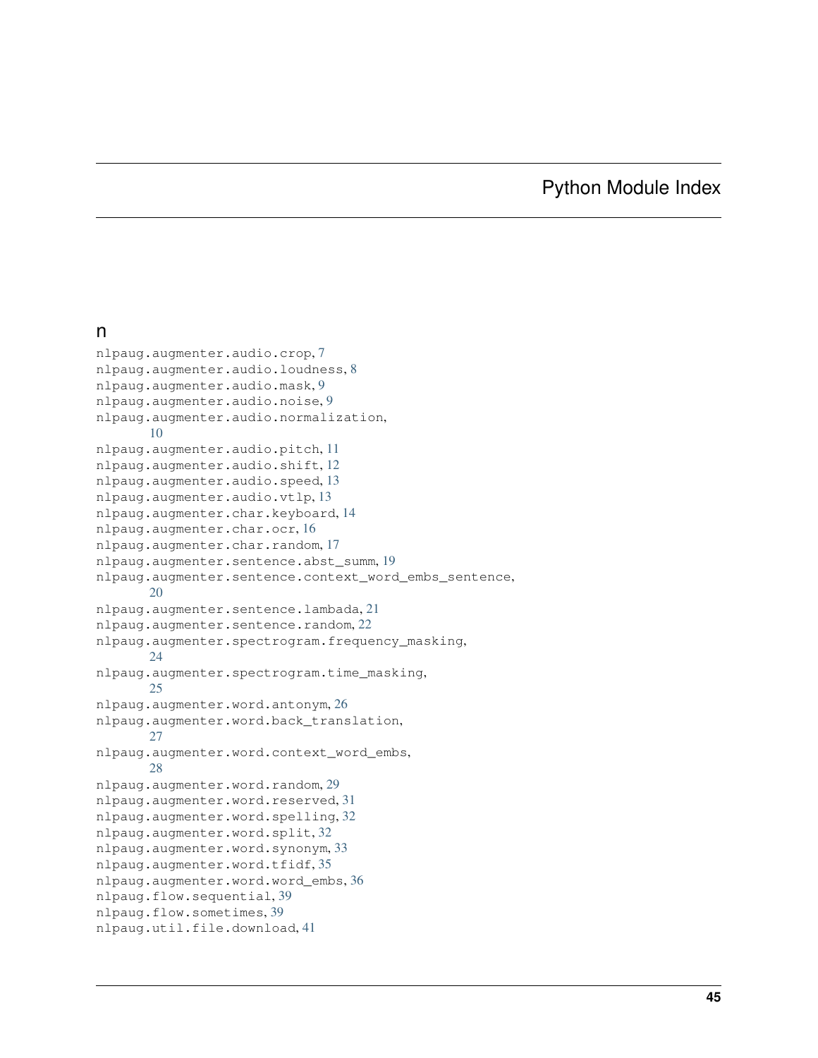# Python Module Index

## n

nlpaug.augmenter.audio.crop, 7
nlpaug.augmenter.audio.loudness, 8
nlpaug.augmenter.audio.mask, 9
nlpaug.augmenter.audio.noise, 9
nlpaug.augmenter.audio.normalization, 10
nlpaug.augmenter.audio.pitch, 11
nlpaug.augmenter.audio.shift, 12
nlpaug.augmenter.audio.speed, 13
nlpaug.augmenter.audio.vtlp, 13
nlpaug.augmenter.char.keyboard, 14
nlpaug.augmenter.char.ocr, 16
nlpaug.augmenter.char.random, 17
nlpaug.augmenter.sentence.abst_summ, 19
nlpaug.augmenter.sentence.context_word_embs_sentence, 20
nlpaug.augmenter.sentence.lambada, 21
nlpaug.augmenter.sentence.random, 22
nlpaug.augmenter.spectrogram.frequency_masking, 24
nlpaug.augmenter.spectrogram.time_masking, 25
nlpaug.augmenter.word.antonym, 26
nlpaug.augmenter.word.back_translation, 27
nlpaug.augmenter.word.context_word_embs, 28
nlpaug.augmenter.word.random, 29
nlpaug.augmenter.word.reserved, 31
nlpaug.augmenter.word.spelling, 32
nlpaug.augmenter.word.split, 32
nlpaug.augmenter.word.synonym, 33
nlpaug.augmenter.word.tfidf, 35
nlpaug.augmenter.word.word_embs, 36
nlpaug.flow.sequential, 39
nlpaug.flow.sometimes, 39
nlpaug.util.file.download, 41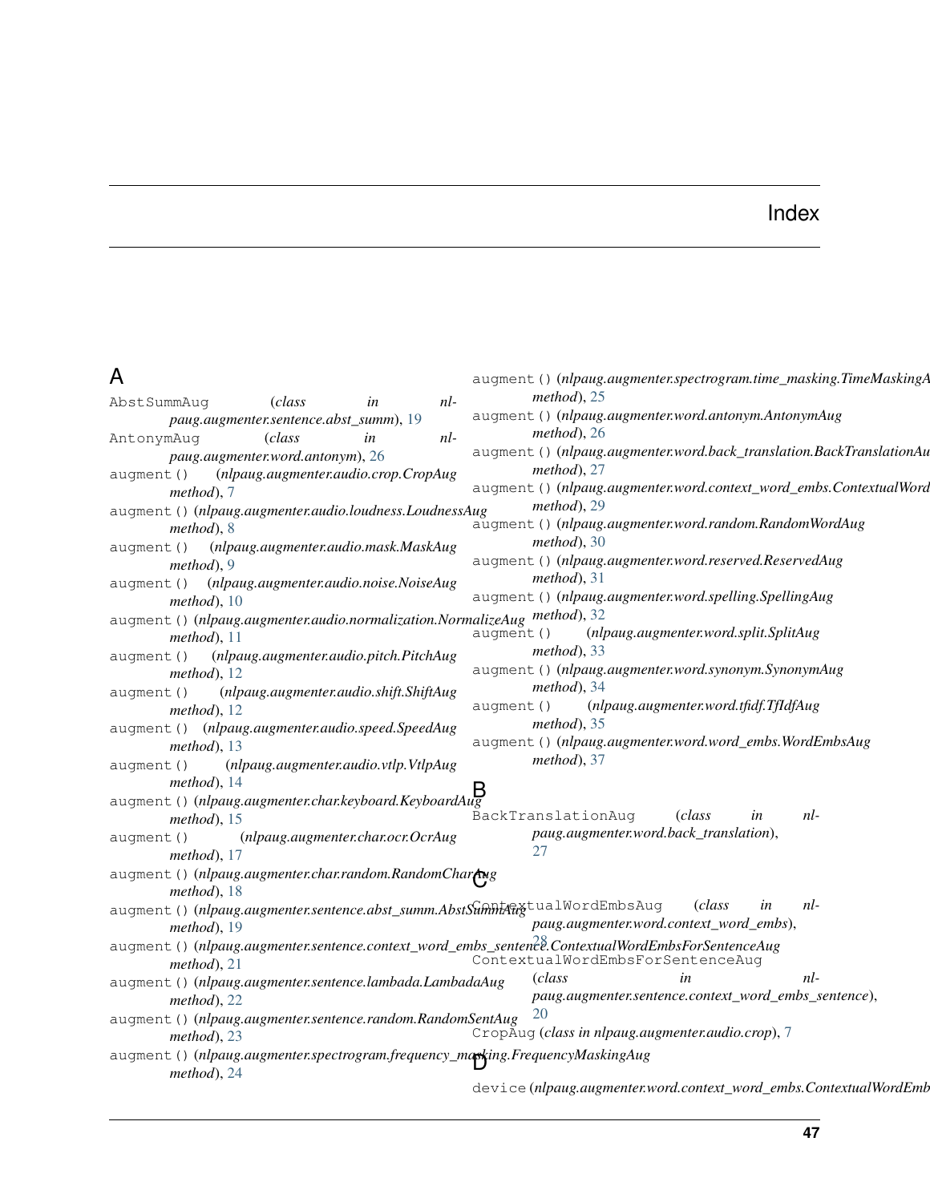# Index

## A

AbstSummAug (*class in nlpaug.augmenter.sentence.abst_summ*), 19

AntonymAug (*class in nlpaug.augmenter.word.antonym*), 26

augment() (*nlpaug.augmenter.audio.crop.CropAug method*), 7

augment() (*nlpaug.augmenter.audio.loudness.LoudnessAug method*), 8

augment() (*nlpaug.augmenter.audio.mask.MaskAug method*), 9

augment() (*nlpaug.augmenter.audio.noise.NoiseAug method*), 10

augment() (*nlpaug.augmenter.audio.normalization.NormalizeAug method*), 11

augment() (*nlpaug.augmenter.audio.pitch.PitchAug method*), 12

augment() (*nlpaug.augmenter.audio.shift.ShiftAug method*), 12

augment() (*nlpaug.augmenter.audio.speed.SpeedAug method*), 13

augment() (*nlpaug.augmenter.audio.vtlp.VtlpAug method*), 14

augment() (*nlpaug.augmenter.char.keyboard.KeyboardAug method*), 15

augment() (*nlpaug.augmenter.char.ocr.OcrAug method*), 17

augment() (*nlpaug.augmenter.char.random.RandomCharAug method*), 18

augment() (*nlpaug.augmenter.sentence.abst_summ.AbstSummAug method*), 19

augment() (*nlpaug.augmenter.sentence.context_word_embs_sentence.ContextualWordEmbsForSentenceAug method*), 21

augment() (*nlpaug.augmenter.sentence.lambada.LambadaAug method*), 22

augment() (*nlpaug.augmenter.sentence.random.RandomSentAug method*), 23

augment() (*nlpaug.augmenter.spectrogram.frequency_masking.FrequencyMaskingAug method*), 24

augment() (*nlpaug.augmenter.spectrogram.time_masking.TimeMaskingA method*), 25

augment() (*nlpaug.augmenter.word.antonym.AntonymAug method*), 26

augment() (*nlpaug.augmenter.word.back_translation.BackTranslationAu method*), 27

augment() (*nlpaug.augmenter.word.context_word_embs.ContextualWord method*), 29

augment() (*nlpaug.augmenter.word.random.RandomWordAug method*), 30

augment() (*nlpaug.augmenter.word.reserved.ReservedAug method*), 31

augment() (*nlpaug.augmenter.word.spelling.SpellingAug method*), 32

augment() (*nlpaug.augmenter.word.split.SplitAug method*), 33

augment() (*nlpaug.augmenter.word.synonym.SynonymAug method*), 34

augment() (*nlpaug.augmenter.word.tfidf.TfIdfAug method*), 35

augment() (*nlpaug.augmenter.word.word_embs.WordEmbsAug method*), 37

## B

BackTranslationAug (*class in nlpaug.augmenter.word.back_translation*), 27

## C

ContextualWordEmbsAug (*class in nlpaug.augmenter.word.context_word_embs*), 28

ContextualWordEmbsForSentenceAug (*class in nlpaug.augmenter.sentence.context_word_embs_sentence*), 20

CropAug (*class in nlpaug.augmenter.audio.crop*), 7

## D

device (*nlpaug.augmenter.word.context_word_embs.ContextualWordEmb*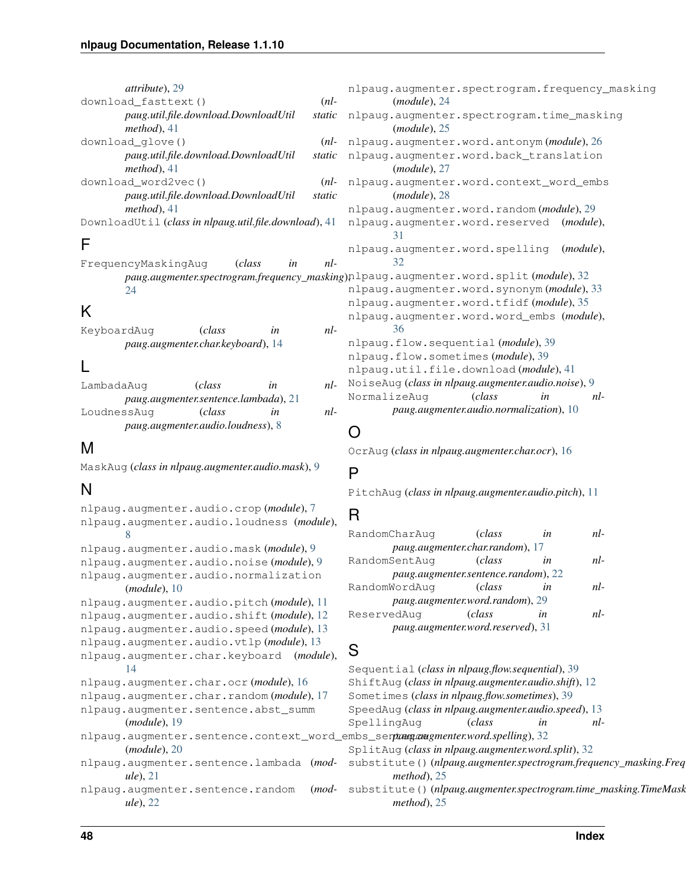attribute), 29

download_fasttext() (*nlpaug.util.file.download.DownloadUtil static method*), 41

download_glove() (*nlpaug.util.file.download.DownloadUtil static method*), 41

download_word2vec() (*nlpaug.util.file.download.DownloadUtil static method*), 41

DownloadUtil (*class in nlpaug.util.file.download*), 41

## F

FrequencyMaskingAug (*class in nlpaug.augmenter.spectrogram.frequency_masking*), 24

## K

KeyboardAug (*class in nlpaug.augmenter.char.keyboard*), 14

## L

LambadaAug (*class in nlpaug.augmenter.sentence.lambada*), 21

LoudnessAug (*class in nlpaug.augmenter.audio.loudness*), 8

## M

MaskAug (*class in nlpaug.augmenter.audio.mask*), 9

## N

nlpaug.augmenter.audio.crop (*module*), 7

nlpaug.augmenter.audio.loudness (*module*), 8

nlpaug.augmenter.audio.mask (*module*), 9

nlpaug.augmenter.audio.noise (*module*), 9

nlpaug.augmenter.audio.normalization (*module*), 10

nlpaug.augmenter.audio.pitch (*module*), 11

nlpaug.augmenter.audio.shift (*module*), 12

nlpaug.augmenter.audio.speed (*module*), 13

nlpaug.augmenter.audio.vtlp (*module*), 13

nlpaug.augmenter.char.keyboard (*module*), 14

nlpaug.augmenter.char.ocr (*module*), 16

nlpaug.augmenter.char.random (*module*), 17

nlpaug.augmenter.sentence.abst_summ (*module*), 19

nlpaug.augmenter.sentence.context_word_embs_sentence (*module*), 20

nlpaug.augmenter.sentence.lambada (*module*), 21

nlpaug.augmenter.sentence.random (*module*), 22

nlpaug.augmenter.spectrogram.frequency_masking (*module*), 24

nlpaug.augmenter.spectrogram.time_masking (*module*), 25

nlpaug.augmenter.word.antonym (*module*), 26

nlpaug.augmenter.word.back_translation (*module*), 27

nlpaug.augmenter.word.context_word_embs (*module*), 28

nlpaug.augmenter.word.random (*module*), 29

nlpaug.augmenter.word.reserved (*module*), 31

nlpaug.augmenter.word.spelling (*module*), 32

nlpaug.augmenter.word.split (*module*), 32

nlpaug.augmenter.word.synonym (*module*), 33

nlpaug.augmenter.word.tfidf (*module*), 35

nlpaug.augmenter.word.word_embs (*module*), 36

nlpaug.flow.sequential (*module*), 39

nlpaug.flow.sometimes (*module*), 39

nlpaug.util.file.download (*module*), 41

NoiseAug (*class in nlpaug.augmenter.audio.noise*), 9

NormalizeAug (*class in nlpaug.augmenter.audio.normalization*), 10

## O

OcrAug (*class in nlpaug.augmenter.char.ocr*), 16

## P

PitchAug (*class in nlpaug.augmenter.audio.pitch*), 11

## R

RandomCharAug (*class in nlpaug.augmenter.char.random*), 17

RandomSentAug (*class in nlpaug.augmenter.sentence.random*), 22

RandomWordAug (*class in nlpaug.augmenter.word.random*), 29

ReservedAug (*class in nlpaug.augmenter.word.reserved*), 31

## S

Sequential (*class in nlpaug.flow.sequential*), 39

ShiftAug (*class in nlpaug.augmenter.audio.shift*), 12

Sometimes (*class in nlpaug.flow.sometimes*), 39

SpeedAug (*class in nlpaug.augmenter.audio.speed*), 13

SpellingAug (*class in nlpaug.augmenter.word.spelling*), 32

SplitAug (*class in nlpaug.augmenter.word.split*), 32

substitute() (*nlpaug.augmenter.spectrogram.frequency_masking.Freq method*), 25

substitute() (*nlpaug.augmenter.spectrogram.time_masking.TimeMask method*), 25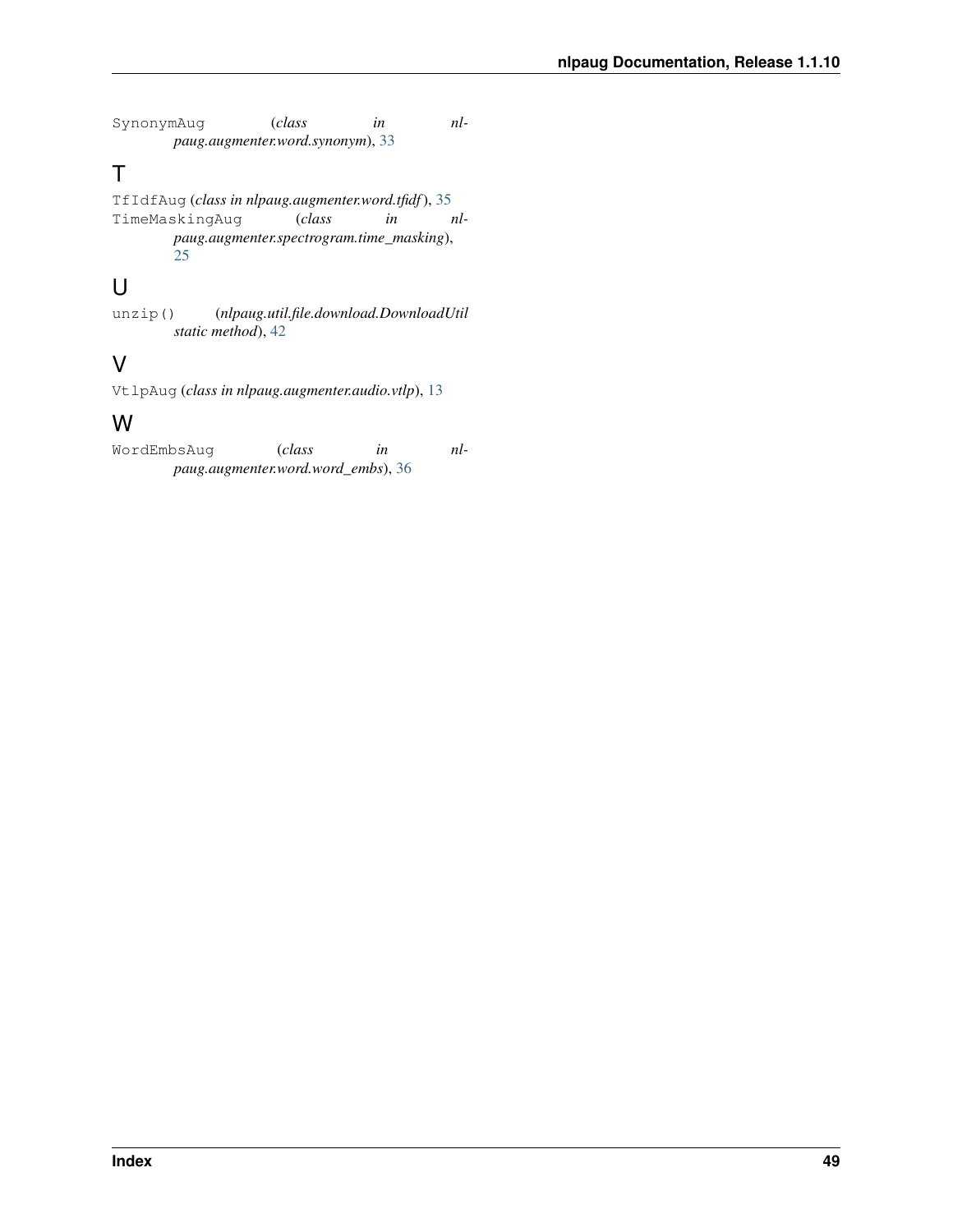SynonymAug (*class in nlpaug.augmenter.word.synonym*), 33

## T

TfIdfAug (*class in nlpaug.augmenter.word.tfidf*), 35

TimeMaskingAug (*class in nlpaug.augmenter.spectrogram.time_masking*), 25

## U

unzip() (*nlpaug.util.file.download.DownloadUtil static method*), 42

## V

VtlpAug (*class in nlpaug.augmenter.audio.vtlp*), 13

## W

WordEmbsAug (*class in nlpaug.augmenter.word.word_embs*), 36